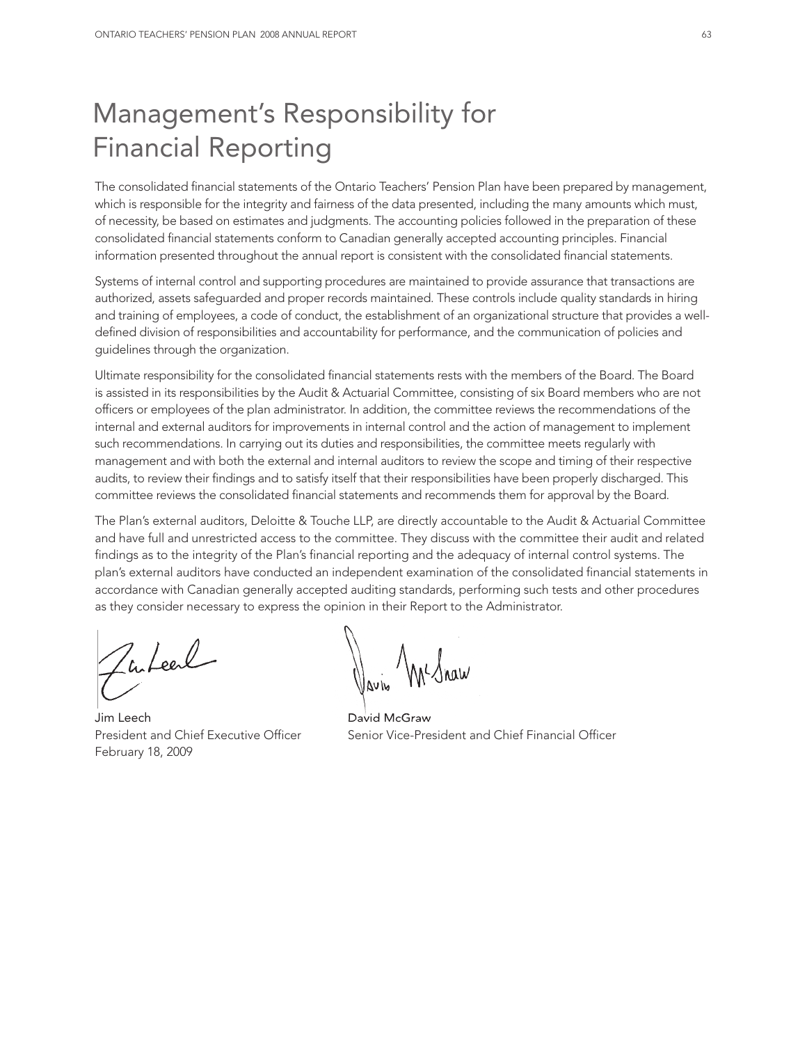# Management's Responsibility for Financial Reporting

The consolidated financial statements of the Ontario Teachers' Pension Plan have been prepared by management, which is responsible for the integrity and fairness of the data presented, including the many amounts which must, of necessity, be based on estimates and judgments. The accounting policies followed in the preparation of these consolidated financial statements conform to Canadian generally accepted accounting principles. Financial information presented throughout the annual report is consistent with the consolidated financial statements.

Systems of internal control and supporting procedures are maintained to provide assurance that transactions are authorized, assets safeguarded and proper records maintained. These controls include quality standards in hiring and training of employees, a code of conduct, the establishment of an organizational structure that provides a well-defined division of responsibilities and accountability for performance, and the communication of policies and guidelines through the organization.

Ultimate responsibility for the consolidated financial statements rests with the members of the Board. The Board is assisted in its responsibilities by the Audit & Actuarial Committee, consisting of six Board members who are not officers or employees of the plan administrator. In addition, the committee reviews the recommendations of the internal and external auditors for improvements in internal control and the action of management to implement such recommendations. In carrying out its duties and responsibilities, the committee meets regularly with management and with both the external and internal auditors to review the scope and timing of their respective audits, to review their findings and to satisfy itself that their responsibilities have been properly discharged. This committee reviews the consolidated financial statements and recommends them for approval by the Board.

The Plan's external auditors, Deloitte & Touche LLP, are directly accountable to the Audit & Actuarial Committee and have full and unrestricted access to the committee. They discuss with the committee their audit and related findings as to the integrity of the Plan's financial reporting and the adequacy of internal control systems. The plan's external auditors have conducted an independent examination of the consolidated financial statements in accordance with Canadian generally accepted auditing standards, performing such tests and other procedures as they consider necessary to express the opinion in their Report to the Administrator.

Jim Leech
President and Chief Executive Officer
February 18, 2009

David McGraw
Senior Vice-President and Chief Financial Officer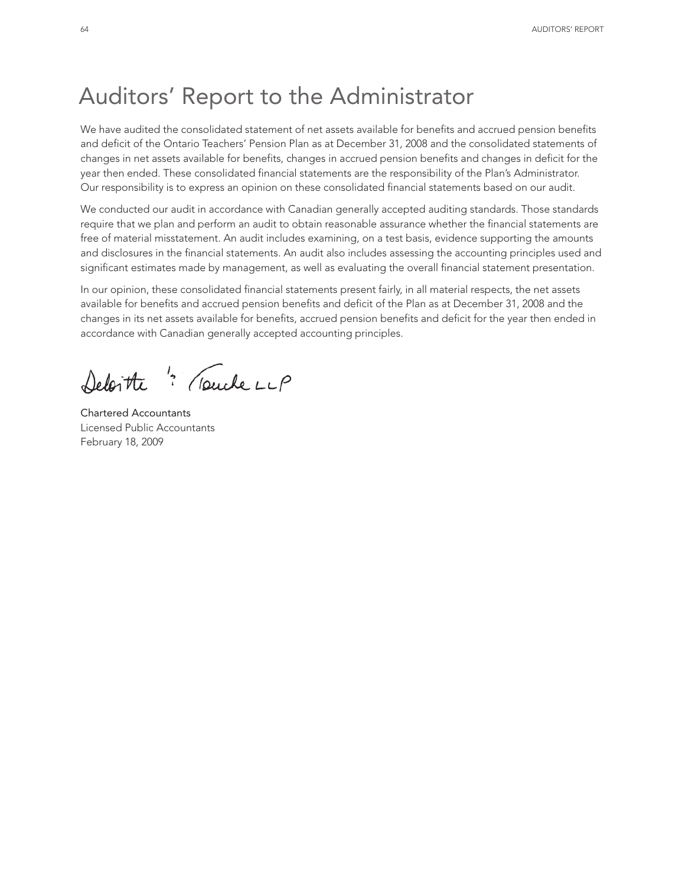# Auditors' Report to the Administrator

We have audited the consolidated statement of net assets available for benefits and accrued pension benefits and deficit of the Ontario Teachers' Pension Plan as at December 31, 2008 and the consolidated statements of changes in net assets available for benefits, changes in accrued pension benefits and changes in deficit for the year then ended. These consolidated financial statements are the responsibility of the Plan's Administrator. Our responsibility is to express an opinion on these consolidated financial statements based on our audit.

We conducted our audit in accordance with Canadian generally accepted auditing standards. Those standards require that we plan and perform an audit to obtain reasonable assurance whether the financial statements are free of material misstatement. An audit includes examining, on a test basis, evidence supporting the amounts and disclosures in the financial statements. An audit also includes assessing the accounting principles used and significant estimates made by management, as well as evaluating the overall financial statement presentation.

In our opinion, these consolidated financial statements present fairly, in all material respects, the net assets available for benefits and accrued pension benefits and deficit of the Plan as at December 31, 2008 and the changes in its net assets available for benefits, accrued pension benefits and deficit for the year then ended in accordance with Canadian generally accepted accounting principles.

Deloitte & Touche LLP

Chartered Accountants
Licensed Public Accountants
February 18, 2009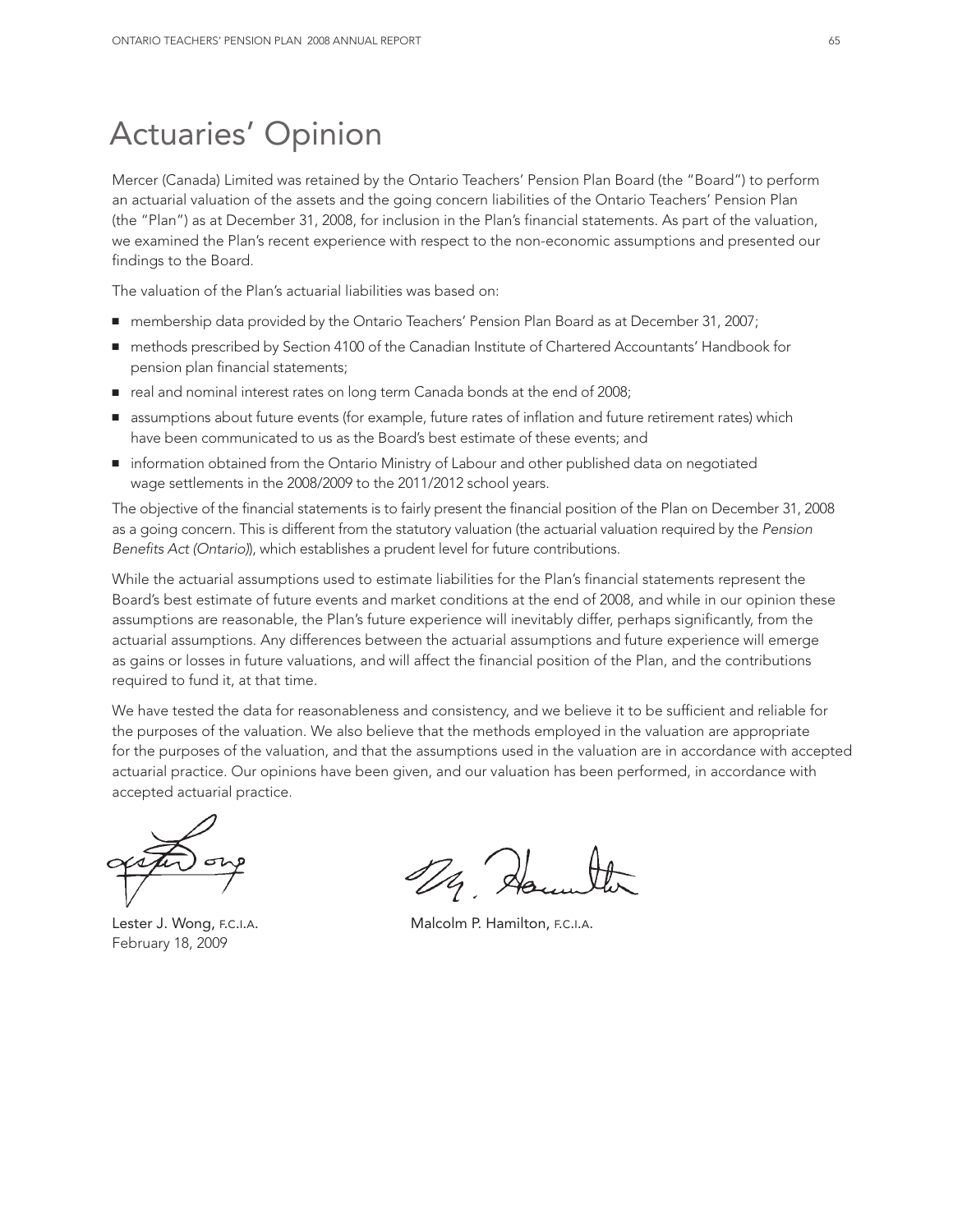# Actuaries' Opinion

Mercer (Canada) Limited was retained by the Ontario Teachers' Pension Plan Board (the "Board") to perform an actuarial valuation of the assets and the going concern liabilities of the Ontario Teachers' Pension Plan (the "Plan") as at December 31, 2008, for inclusion in the Plan's financial statements. As part of the valuation, we examined the Plan's recent experience with respect to the non-economic assumptions and presented our findings to the Board.

The valuation of the Plan's actuarial liabilities was based on:

- membership data provided by the Ontario Teachers' Pension Plan Board as at December 31, 2007;
- methods prescribed by Section 4100 of the Canadian Institute of Chartered Accountants' Handbook for pension plan financial statements;
- real and nominal interest rates on long term Canada bonds at the end of 2008;
- assumptions about future events (for example, future rates of inflation and future retirement rates) which have been communicated to us as the Board's best estimate of these events; and
- information obtained from the Ontario Ministry of Labour and other published data on negotiated wage settlements in the 2008/2009 to the 2011/2012 school years.

The objective of the financial statements is to fairly present the financial position of the Plan on December 31, 2008 as a going concern. This is different from the statutory valuation (the actuarial valuation required by the *Pension Benefits Act (Ontario)*), which establishes a prudent level for future contributions.

While the actuarial assumptions used to estimate liabilities for the Plan's financial statements represent the Board's best estimate of future events and market conditions at the end of 2008, and while in our opinion these assumptions are reasonable, the Plan's future experience will inevitably differ, perhaps significantly, from the actuarial assumptions. Any differences between the actuarial assumptions and future experience will emerge as gains or losses in future valuations, and will affect the financial position of the Plan, and the contributions required to fund it, at that time.

We have tested the data for reasonableness and consistency, and we believe it to be sufficient and reliable for the purposes of the valuation. We also believe that the methods employed in the valuation are appropriate for the purposes of the valuation, and that the assumptions used in the valuation are in accordance with accepted actuarial practice. Our opinions have been given, and our valuation has been performed, in accordance with accepted actuarial practice.

Lester J. Wong, F.C.I.A.
February 18, 2009

Malcolm P. Hamilton, F.C.I.A.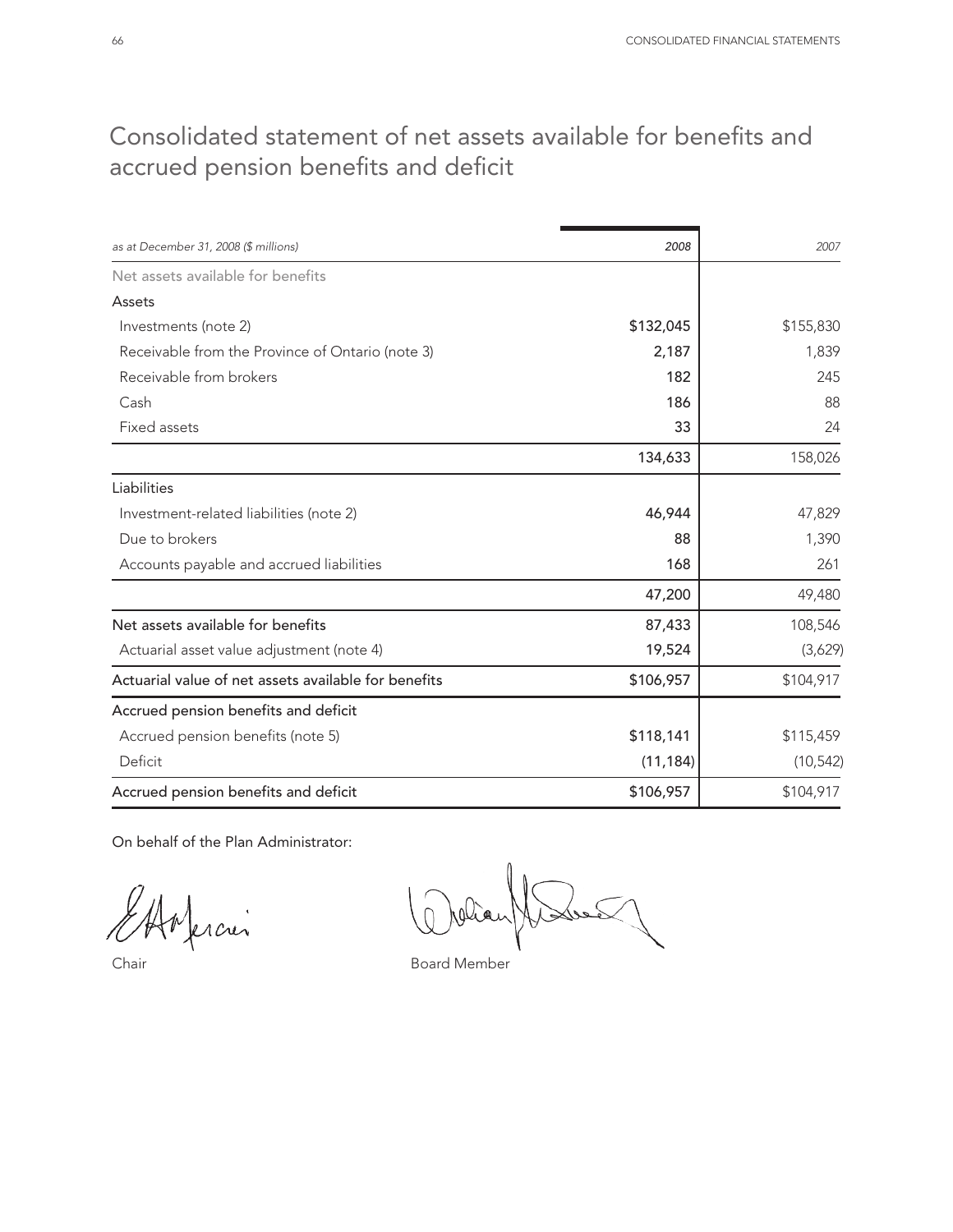# Consolidated statement of net assets available for benefits and accrued pension benefits and deficit

| *as at December 31, 2008 ($ millions)* | *2008* | *2007* |
|---|---|---|
| Net assets available for benefits | | |
| Assets | | |
| Investments (note 2) | $132,045 | $155,830 |
| Receivable from the Province of Ontario (note 3) | 2,187 | 1,839 |
| Receivable from brokers | 182 | 245 |
| Cash | 186 | 88 |
| Fixed assets | 33 | 24 |
| | 134,633 | 158,026 |
| Liabilities | | |
| Investment-related liabilities (note 2) | 46,944 | 47,829 |
| Due to brokers | 88 | 1,390 |
| Accounts payable and accrued liabilities | 168 | 261 |
| | 47,200 | 49,480 |
| Net assets available for benefits | 87,433 | 108,546 |
| Actuarial asset value adjustment (note 4) | 19,524 | (3,629) |
| Actuarial value of net assets available for benefits | $106,957 | $104,917 |
| Accrued pension benefits and deficit | | |
| Accrued pension benefits (note 5) | $118,141 | $115,459 |
| Deficit | (11,184) | (10,542) |
| Accrued pension benefits and deficit | $106,957 | $104,917 |

On behalf of the Plan Administrator:

Chair

Board Member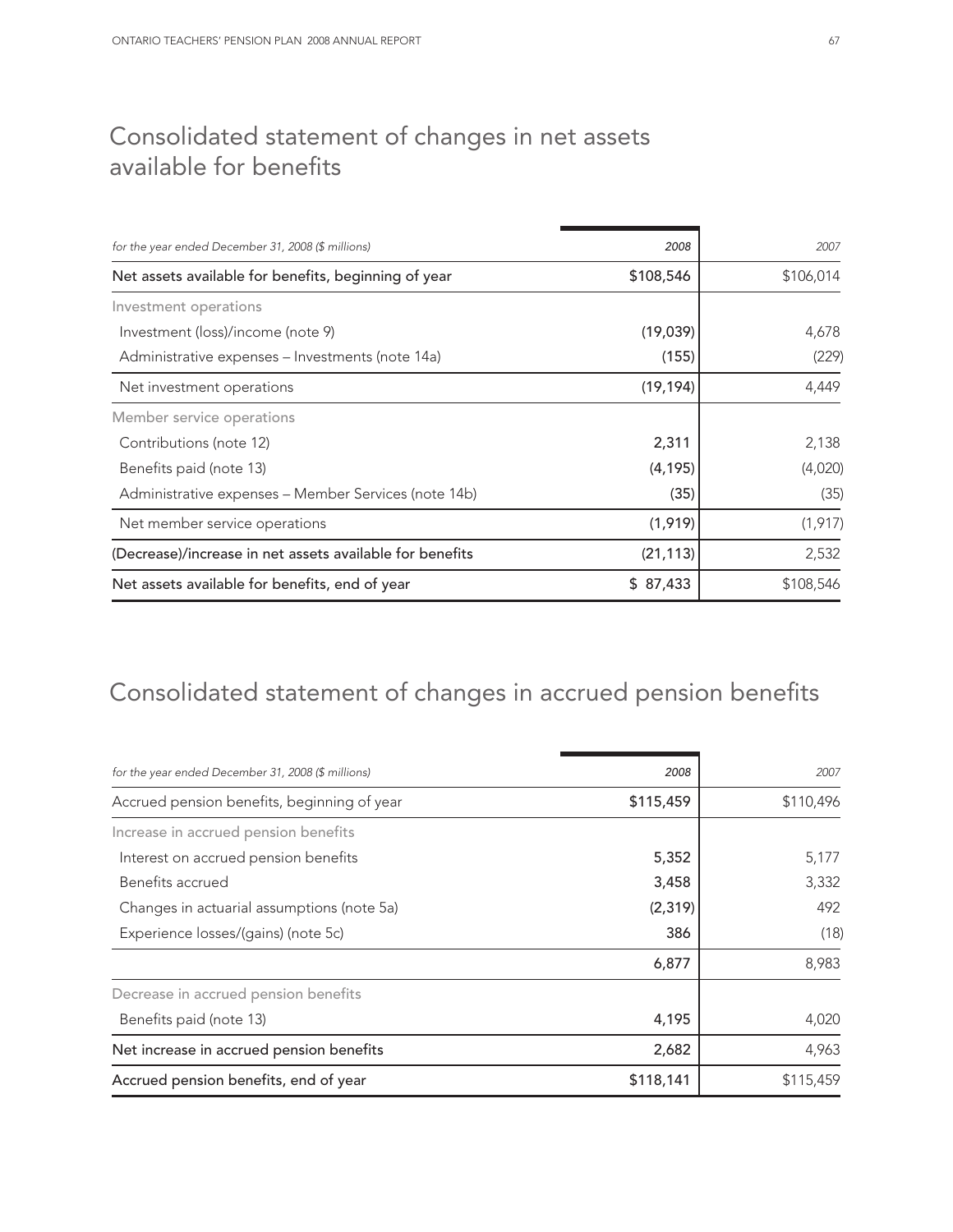# Consolidated statement of changes in net assets available for benefits

| *for the year ended December 31, 2008 ($ millions)* | *2008* | *2007* |
|---|---|---|
| Net assets available for benefits, beginning of year | $108,546 | $106,014 |
| Investment operations | | |
| Investment (loss)/income (note 9) | (19,039) | 4,678 |
| Administrative expenses – Investments (note 14a) | (155) | (229) |
| Net investment operations | (19,194) | 4,449 |
| Member service operations | | |
| Contributions (note 12) | 2,311 | 2,138 |
| Benefits paid (note 13) | (4,195) | (4,020) |
| Administrative expenses – Member Services (note 14b) | (35) | (35) |
| Net member service operations | (1,919) | (1,917) |
| (Decrease)/increase in net assets available for benefits | (21,113) | 2,532 |
| Net assets available for benefits, end of year | $ 87,433 | $108,546 |

# Consolidated statement of changes in accrued pension benefits

| *for the year ended December 31, 2008 ($ millions)* | *2008* | *2007* |
|---|---|---|
| Accrued pension benefits, beginning of year | $115,459 | $110,496 |
| Increase in accrued pension benefits | | |
| Interest on accrued pension benefits | 5,352 | 5,177 |
| Benefits accrued | 3,458 | 3,332 |
| Changes in actuarial assumptions (note 5a) | (2,319) | 492 |
| Experience losses/(gains) (note 5c) | 386 | (18) |
| | 6,877 | 8,983 |
| Decrease in accrued pension benefits | | |
| Benefits paid (note 13) | 4,195 | 4,020 |
| Net increase in accrued pension benefits | 2,682 | 4,963 |
| Accrued pension benefits, end of year | $118,141 | $115,459 |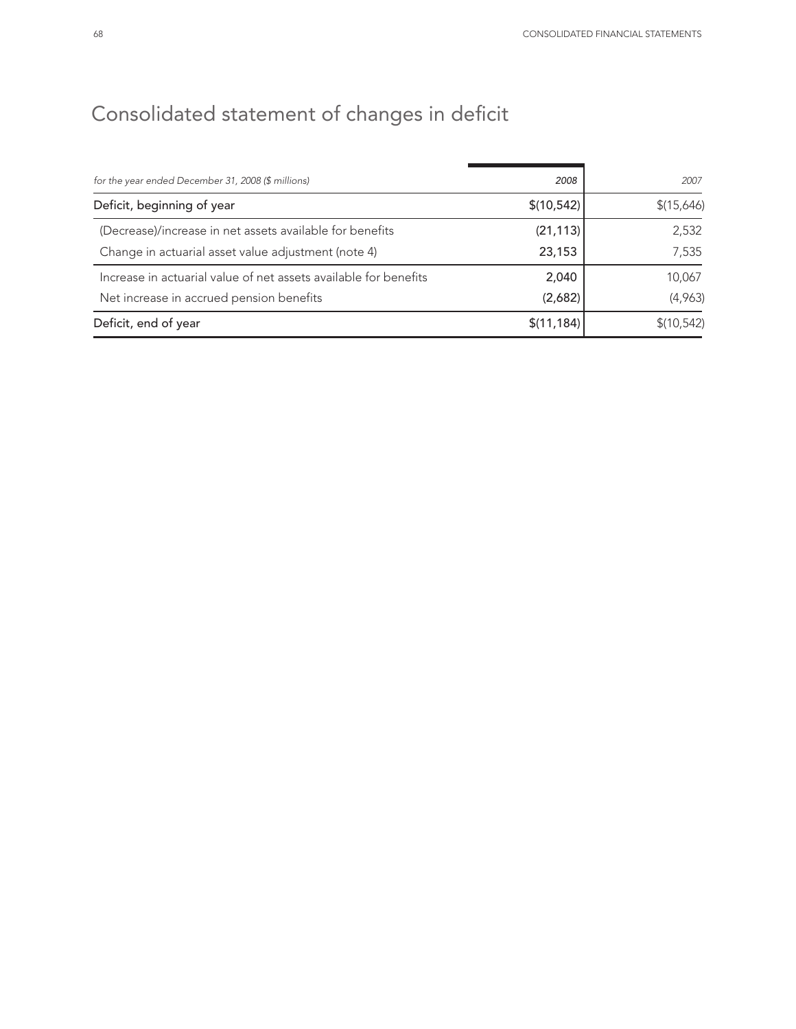# Consolidated statement of changes in deficit

| *for the year ended December 31, 2008 ($ millions)* | *2008* | *2007* |
|---|---|---|
| Deficit, beginning of year | $(10,542) | $(15,646) |
| (Decrease)/increase in net assets available for benefits | (21,113) | 2,532 |
| Change in actuarial asset value adjustment (note 4) | 23,153 | 7,535 |
| Increase in actuarial value of net assets available for benefits | 2,040 | 10,067 |
| Net increase in accrued pension benefits | (2,682) | (4,963) |
| Deficit, end of year | $(11,184) | $(10,542) |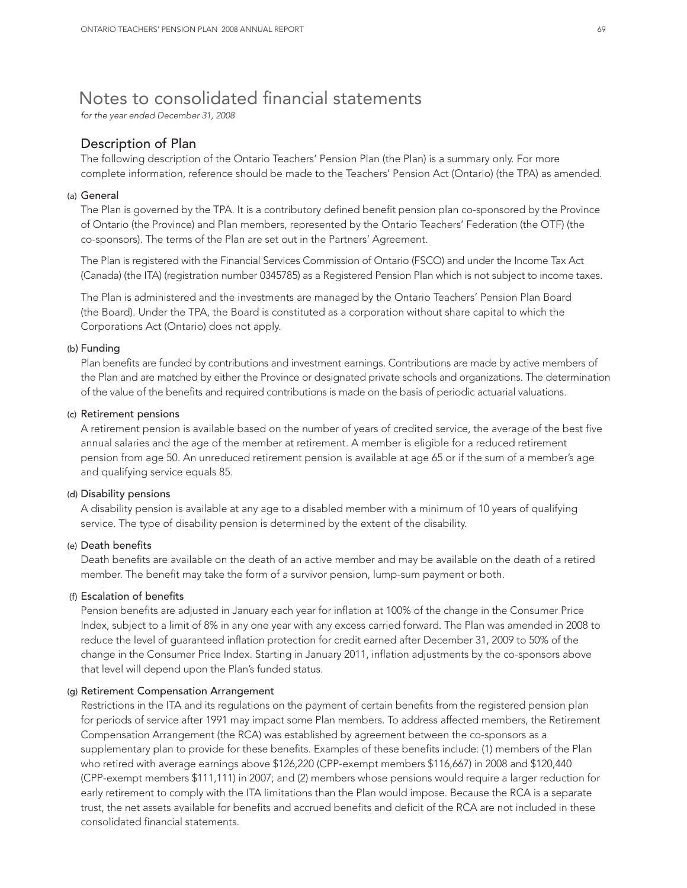# Notes to consolidated financial statements

*for the year ended December 31, 2008*

## Description of Plan

The following description of the Ontario Teachers' Pension Plan (the Plan) is a summary only. For more complete information, reference should be made to the Teachers' Pension Act (Ontario) (the TPA) as amended.

### (a) General

The Plan is governed by the TPA. It is a contributory defined benefit pension plan co-sponsored by the Province of Ontario (the Province) and Plan members, represented by the Ontario Teachers' Federation (the OTF) (the co-sponsors). The terms of the Plan are set out in the Partners' Agreement.

The Plan is registered with the Financial Services Commission of Ontario (FSCO) and under the Income Tax Act (Canada) (the ITA) (registration number 0345785) as a Registered Pension Plan which is not subject to income taxes.

The Plan is administered and the investments are managed by the Ontario Teachers' Pension Plan Board (the Board). Under the TPA, the Board is constituted as a corporation without share capital to which the Corporations Act (Ontario) does not apply.

### (b) Funding

Plan benefits are funded by contributions and investment earnings. Contributions are made by active members of the Plan and are matched by either the Province or designated private schools and organizations. The determination of the value of the benefits and required contributions is made on the basis of periodic actuarial valuations.

### (c) Retirement pensions

A retirement pension is available based on the number of years of credited service, the average of the best five annual salaries and the age of the member at retirement. A member is eligible for a reduced retirement pension from age 50. An unreduced retirement pension is available at age 65 or if the sum of a member's age and qualifying service equals 85.

### (d) Disability pensions

A disability pension is available at any age to a disabled member with a minimum of 10 years of qualifying service. The type of disability pension is determined by the extent of the disability.

### (e) Death benefits

Death benefits are available on the death of an active member and may be available on the death of a retired member. The benefit may take the form of a survivor pension, lump-sum payment or both.

### (f) Escalation of benefits

Pension benefits are adjusted in January each year for inflation at 100% of the change in the Consumer Price Index, subject to a limit of 8% in any one year with any excess carried forward. The Plan was amended in 2008 to reduce the level of guaranteed inflation protection for credit earned after December 31, 2009 to 50% of the change in the Consumer Price Index. Starting in January 2011, inflation adjustments by the co-sponsors above that level will depend upon the Plan's funded status.

### (g) Retirement Compensation Arrangement

Restrictions in the ITA and its regulations on the payment of certain benefits from the registered pension plan for periods of service after 1991 may impact some Plan members. To address affected members, the Retirement Compensation Arrangement (the RCA) was established by agreement between the co-sponsors as a supplementary plan to provide for these benefits. Examples of these benefits include: (1) members of the Plan who retired with average earnings above $126,220 (CPP-exempt members $116,667) in 2008 and $120,440 (CPP-exempt members $111,111) in 2007; and (2) members whose pensions would require a larger reduction for early retirement to comply with the ITA limitations than the Plan would impose. Because the RCA is a separate trust, the net assets available for benefits and accrued benefits and deficit of the RCA are not included in these consolidated financial statements.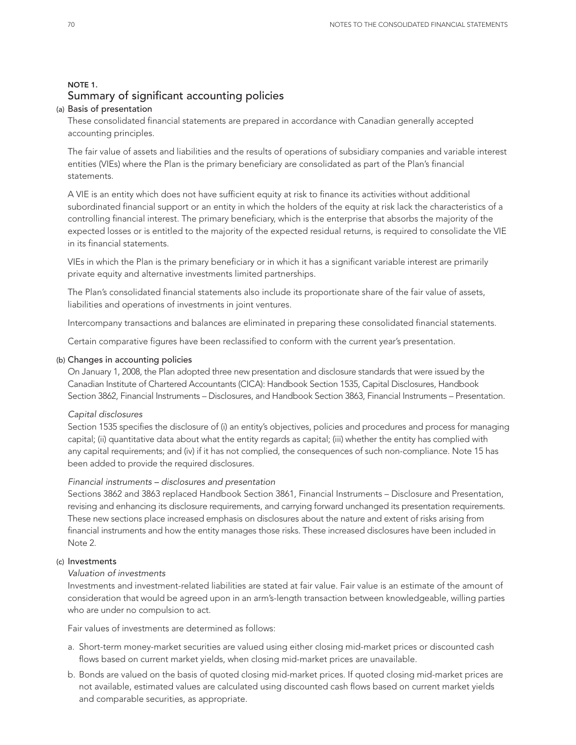## NOTE 1.
# Summary of significant accounting policies

### (a) Basis of presentation

These consolidated financial statements are prepared in accordance with Canadian generally accepted accounting principles.

The fair value of assets and liabilities and the results of operations of subsidiary companies and variable interest entities (VIEs) where the Plan is the primary beneficiary are consolidated as part of the Plan's financial statements.

A VIE is an entity which does not have sufficient equity at risk to finance its activities without additional subordinated financial support or an entity in which the holders of the equity at risk lack the characteristics of a controlling financial interest. The primary beneficiary, which is the enterprise that absorbs the majority of the expected losses or is entitled to the majority of the expected residual returns, is required to consolidate the VIE in its financial statements.

VIEs in which the Plan is the primary beneficiary or in which it has a significant variable interest are primarily private equity and alternative investments limited partnerships.

The Plan's consolidated financial statements also include its proportionate share of the fair value of assets, liabilities and operations of investments in joint ventures.

Intercompany transactions and balances are eliminated in preparing these consolidated financial statements.

Certain comparative figures have been reclassified to conform with the current year's presentation.

### (b) Changes in accounting policies

On January 1, 2008, the Plan adopted three new presentation and disclosure standards that were issued by the Canadian Institute of Chartered Accountants (CICA): Handbook Section 1535, Capital Disclosures, Handbook Section 3862, Financial Instruments – Disclosures, and Handbook Section 3863, Financial Instruments – Presentation.

*Capital disclosures*

Section 1535 specifies the disclosure of (i) an entity's objectives, policies and procedures and process for managing capital; (ii) quantitative data about what the entity regards as capital; (iii) whether the entity has complied with any capital requirements; and (iv) if it has not complied, the consequences of such non-compliance. Note 15 has been added to provide the required disclosures.

*Financial instruments – disclosures and presentation*

Sections 3862 and 3863 replaced Handbook Section 3861, Financial Instruments – Disclosure and Presentation, revising and enhancing its disclosure requirements, and carrying forward unchanged its presentation requirements. These new sections place increased emphasis on disclosures about the nature and extent of risks arising from financial instruments and how the entity manages those risks. These increased disclosures have been included in Note 2.

### (c) Investments

*Valuation of investments*

Investments and investment-related liabilities are stated at fair value. Fair value is an estimate of the amount of consideration that would be agreed upon in an arm's-length transaction between knowledgeable, willing parties who are under no compulsion to act.

Fair values of investments are determined as follows:

a. Short-term money-market securities are valued using either closing mid-market prices or discounted cash flows based on current market yields, when closing mid-market prices are unavailable.

b. Bonds are valued on the basis of quoted closing mid-market prices. If quoted closing mid-market prices are not available, estimated values are calculated using discounted cash flows based on current market yields and comparable securities, as appropriate.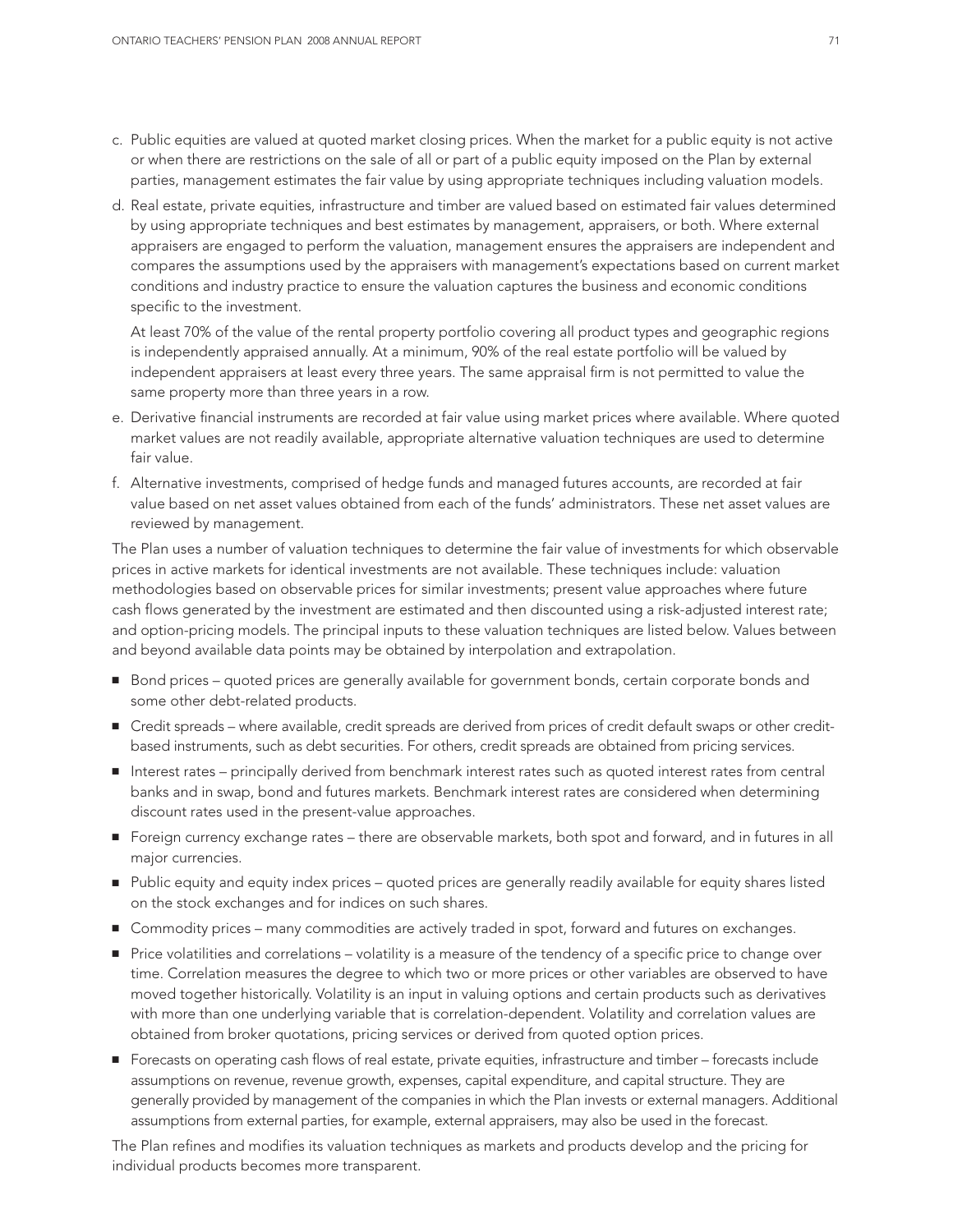c. Public equities are valued at quoted market closing prices. When the market for a public equity is not active or when there are restrictions on the sale of all or part of a public equity imposed on the Plan by external parties, management estimates the fair value by using appropriate techniques including valuation models.

d. Real estate, private equities, infrastructure and timber are valued based on estimated fair values determined by using appropriate techniques and best estimates by management, appraisers, or both. Where external appraisers are engaged to perform the valuation, management ensures the appraisers are independent and compares the assumptions used by the appraisers with management's expectations based on current market conditions and industry practice to ensure the valuation captures the business and economic conditions specific to the investment.

   At least 70% of the value of the rental property portfolio covering all product types and geographic regions is independently appraised annually. At a minimum, 90% of the real estate portfolio will be valued by independent appraisers at least every three years. The same appraisal firm is not permitted to value the same property more than three years in a row.

e. Derivative financial instruments are recorded at fair value using market prices where available. Where quoted market values are not readily available, appropriate alternative valuation techniques are used to determine fair value.

f. Alternative investments, comprised of hedge funds and managed futures accounts, are recorded at fair value based on net asset values obtained from each of the funds' administrators. These net asset values are reviewed by management.

The Plan uses a number of valuation techniques to determine the fair value of investments for which observable prices in active markets for identical investments are not available. These techniques include: valuation methodologies based on observable prices for similar investments; present value approaches where future cash flows generated by the investment are estimated and then discounted using a risk-adjusted interest rate; and option-pricing models. The principal inputs to these valuation techniques are listed below. Values between and beyond available data points may be obtained by interpolation and extrapolation.

- Bond prices – quoted prices are generally available for government bonds, certain corporate bonds and some other debt-related products.
- Credit spreads – where available, credit spreads are derived from prices of credit default swaps or other credit-based instruments, such as debt securities. For others, credit spreads are obtained from pricing services.
- Interest rates – principally derived from benchmark interest rates such as quoted interest rates from central banks and in swap, bond and futures markets. Benchmark interest rates are considered when determining discount rates used in the present-value approaches.
- Foreign currency exchange rates – there are observable markets, both spot and forward, and in futures in all major currencies.
- Public equity and equity index prices – quoted prices are generally readily available for equity shares listed on the stock exchanges and for indices on such shares.
- Commodity prices – many commodities are actively traded in spot, forward and futures on exchanges.
- Price volatilities and correlations – volatility is a measure of the tendency of a specific price to change over time. Correlation measures the degree to which two or more prices or other variables are observed to have moved together historically. Volatility is an input in valuing options and certain products such as derivatives with more than one underlying variable that is correlation-dependent. Volatility and correlation values are obtained from broker quotations, pricing services or derived from quoted option prices.
- Forecasts on operating cash flows of real estate, private equities, infrastructure and timber – forecasts include assumptions on revenue, revenue growth, expenses, capital expenditure, and capital structure. They are generally provided by management of the companies in which the Plan invests or external managers. Additional assumptions from external parties, for example, external appraisers, may also be used in the forecast.

The Plan refines and modifies its valuation techniques as markets and products develop and the pricing for individual products becomes more transparent.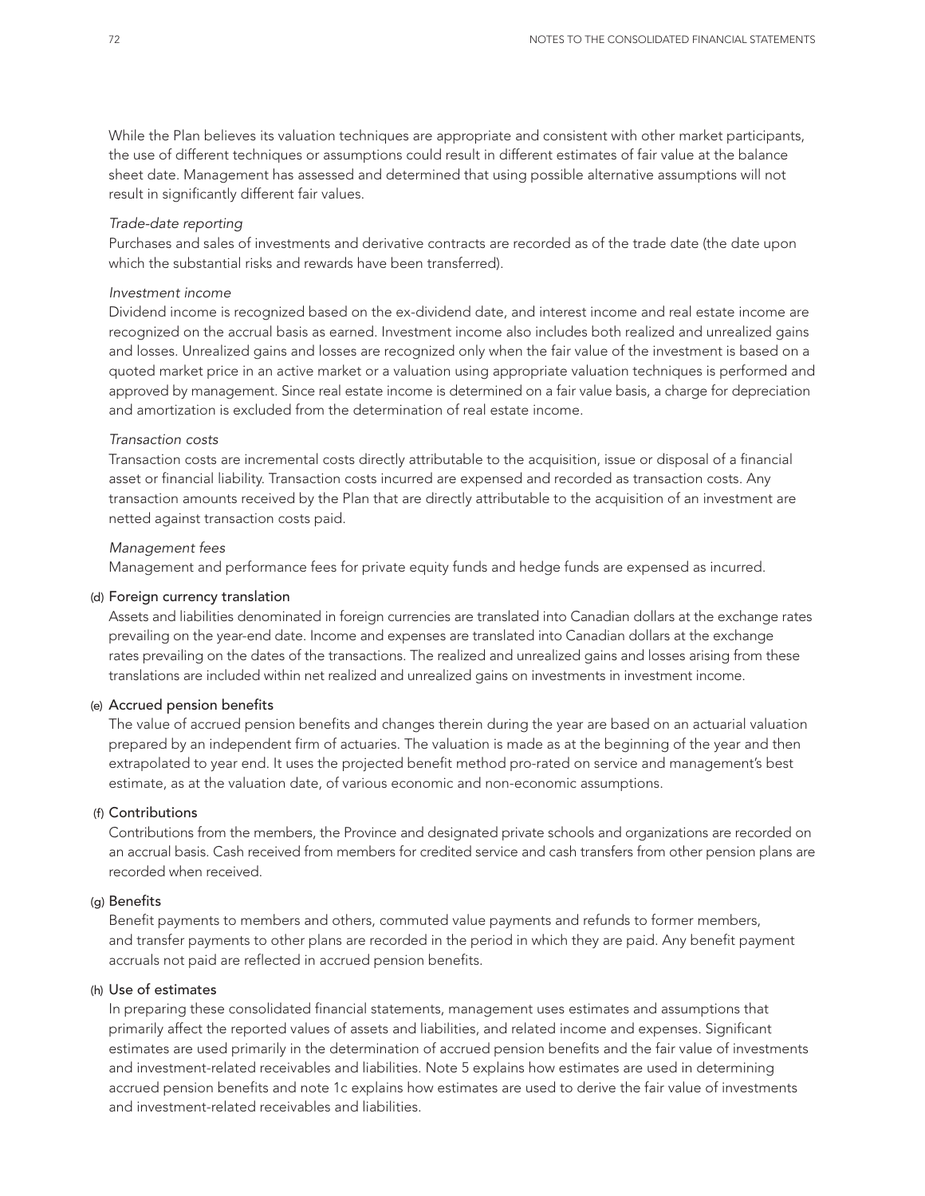While the Plan believes its valuation techniques are appropriate and consistent with other market participants, the use of different techniques or assumptions could result in different estimates of fair value at the balance sheet date. Management has assessed and determined that using possible alternative assumptions will not result in significantly different fair values.

*Trade-date reporting*

Purchases and sales of investments and derivative contracts are recorded as of the trade date (the date upon which the substantial risks and rewards have been transferred).

*Investment income*

Dividend income is recognized based on the ex-dividend date, and interest income and real estate income are recognized on the accrual basis as earned. Investment income also includes both realized and unrealized gains and losses. Unrealized gains and losses are recognized only when the fair value of the investment is based on a quoted market price in an active market or a valuation using appropriate valuation techniques is performed and approved by management. Since real estate income is determined on a fair value basis, a charge for depreciation and amortization is excluded from the determination of real estate income.

*Transaction costs*

Transaction costs are incremental costs directly attributable to the acquisition, issue or disposal of a financial asset or financial liability. Transaction costs incurred are expensed and recorded as transaction costs. Any transaction amounts received by the Plan that are directly attributable to the acquisition of an investment are netted against transaction costs paid.

*Management fees*

Management and performance fees for private equity funds and hedge funds are expensed as incurred.

### (d) Foreign currency translation

Assets and liabilities denominated in foreign currencies are translated into Canadian dollars at the exchange rates prevailing on the year-end date. Income and expenses are translated into Canadian dollars at the exchange rates prevailing on the dates of the transactions. The realized and unrealized gains and losses arising from these translations are included within net realized and unrealized gains on investments in investment income.

### (e) Accrued pension benefits

The value of accrued pension benefits and changes therein during the year are based on an actuarial valuation prepared by an independent firm of actuaries. The valuation is made as at the beginning of the year and then extrapolated to year end. It uses the projected benefit method pro-rated on service and management's best estimate, as at the valuation date, of various economic and non-economic assumptions.

### (f) Contributions

Contributions from the members, the Province and designated private schools and organizations are recorded on an accrual basis. Cash received from members for credited service and cash transfers from other pension plans are recorded when received.

### (g) Benefits

Benefit payments to members and others, commuted value payments and refunds to former members, and transfer payments to other plans are recorded in the period in which they are paid. Any benefit payment accruals not paid are reflected in accrued pension benefits.

### (h) Use of estimates

In preparing these consolidated financial statements, management uses estimates and assumptions that primarily affect the reported values of assets and liabilities, and related income and expenses. Significant estimates are used primarily in the determination of accrued pension benefits and the fair value of investments and investment-related receivables and liabilities. Note 5 explains how estimates are used in determining accrued pension benefits and note 1c explains how estimates are used to derive the fair value of investments and investment-related receivables and liabilities.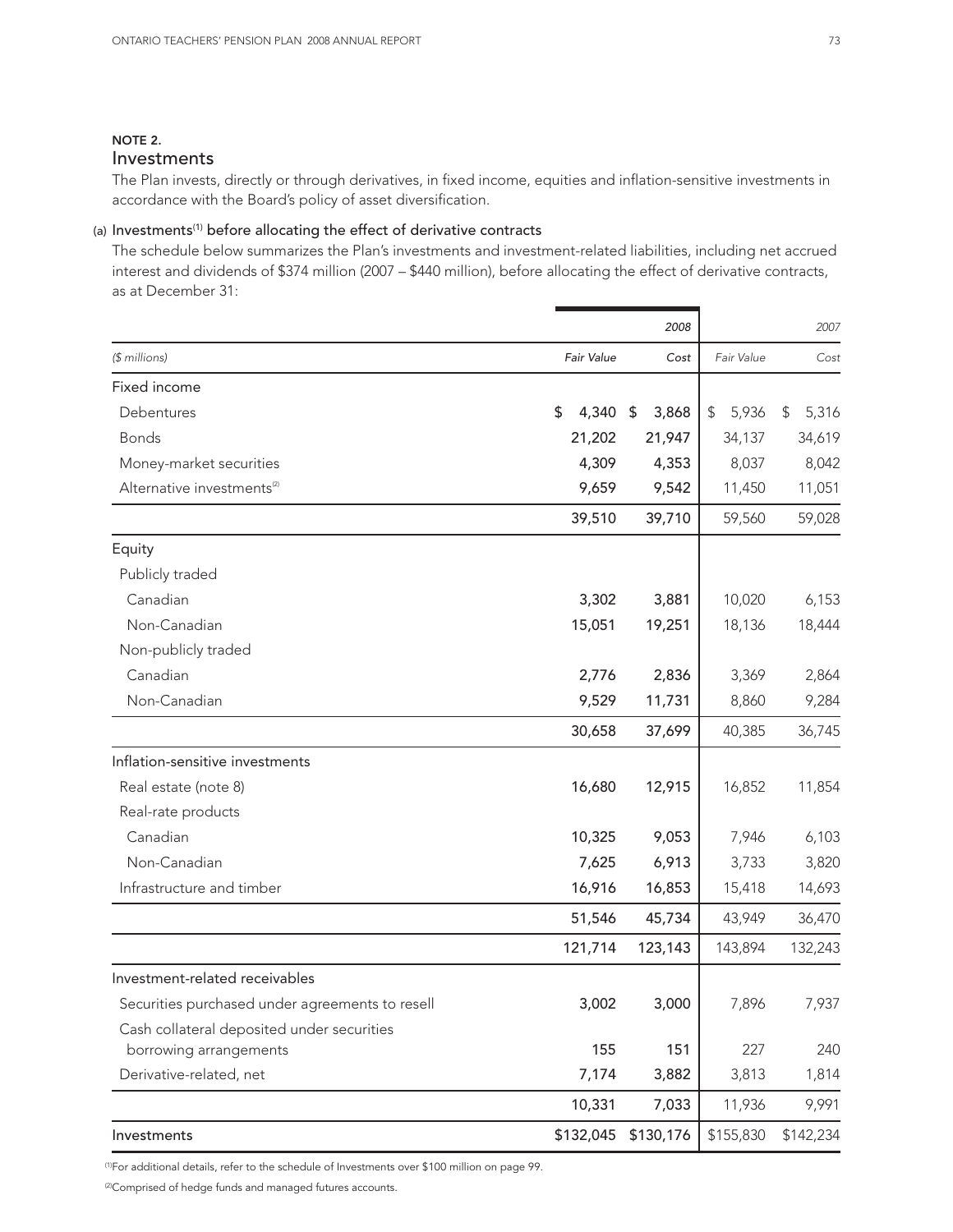## NOTE 2.

## Investments

The Plan invests, directly or through derivatives, in fixed income, equities and inflation-sensitive investments in accordance with the Board's policy of asset diversification.

### (a) Investments[1] before allocating the effect of derivative contracts

The schedule below summarizes the Plan's investments and investment-related liabilities, including net accrued interest and dividends of $374 million (2007 – $440 million), before allocating the effect of derivative contracts, as at December 31:

| | 2008 | | 2007 | |
|---|---|---|---|---|
| *($ millions)* | *Fair Value* | *Cost* | *Fair Value* | *Cost* |
| Fixed income | | | | |
| Debentures | $ 4,340 | $ 3,868 | $ 5,936 | $ 5,316 |
| Bonds | 21,202 | 21,947 | 34,137 | 34,619 |
| Money-market securities | 4,309 | 4,353 | 8,037 | 8,042 |
| Alternative investments[2] | 9,659 | 9,542 | 11,450 | 11,051 |
| | 39,510 | 39,710 | 59,560 | 59,028 |
| Equity | | | | |
| Publicly traded | | | | |
| Canadian | 3,302 | 3,881 | 10,020 | 6,153 |
| Non-Canadian | 15,051 | 19,251 | 18,136 | 18,444 |
| Non-publicly traded | | | | |
| Canadian | 2,776 | 2,836 | 3,369 | 2,864 |
| Non-Canadian | 9,529 | 11,731 | 8,860 | 9,284 |
| | 30,658 | 37,699 | 40,385 | 36,745 |
| Inflation-sensitive investments | | | | |
| Real estate (note 8) | 16,680 | 12,915 | 16,852 | 11,854 |
| Real-rate products | | | | |
| Canadian | 10,325 | 9,053 | 7,946 | 6,103 |
| Non-Canadian | 7,625 | 6,913 | 3,733 | 3,820 |
| Infrastructure and timber | 16,916 | 16,853 | 15,418 | 14,693 |
| | 51,546 | 45,734 | 43,949 | 36,470 |
| | 121,714 | 123,143 | 143,894 | 132,243 |
| Investment-related receivables | | | | |
| Securities purchased under agreements to resell | 3,002 | 3,000 | 7,896 | 7,937 |
| Cash collateral deposited under securities borrowing arrangements | 155 | 151 | 227 | 240 |
| Derivative-related, net | 7,174 | 3,882 | 3,813 | 1,814 |
| | 10,331 | 7,033 | 11,936 | 9,991 |
| Investments | $132,045 | $130,176 | $155,830 | $142,234 |

[1] For additional details, refer to the schedule of Investments over $100 million on page 99.

[2] Comprised of hedge funds and managed futures accounts.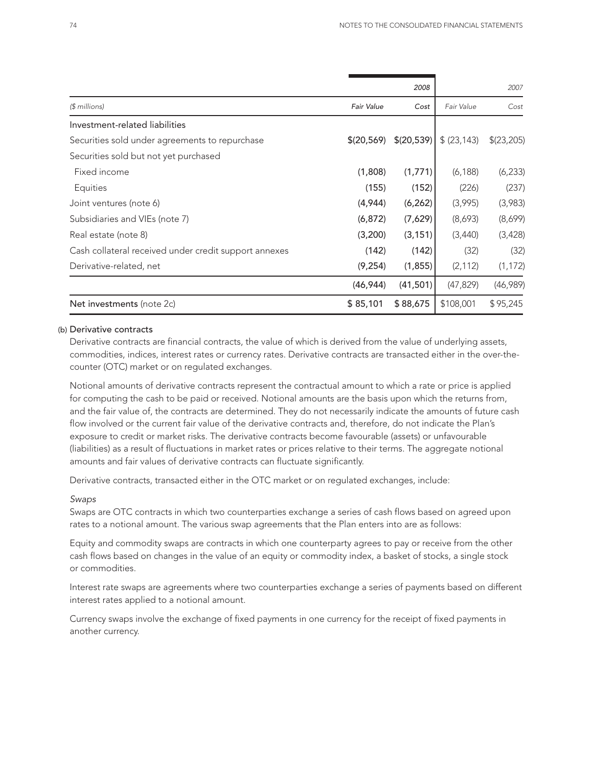| ($ millions) | 2008 Fair Value | 2008 Cost | 2007 Fair Value | 2007 Cost |
|---|---|---|---|---|
| Investment-related liabilities | | | | |
| Securities sold under agreements to repurchase | $(20,569) | $(20,539) | $ (23,143) | $(23,205) |
| Securities sold but not yet purchased | | | | |
| Fixed income | (1,808) | (1,771) | (6,188) | (6,233) |
| Equities | (155) | (152) | (226) | (237) |
| Joint ventures (note 6) | (4,944) | (6,262) | (3,995) | (3,983) |
| Subsidiaries and VIEs (note 7) | (6,872) | (7,629) | (8,693) | (8,699) |
| Real estate (note 8) | (3,200) | (3,151) | (3,440) | (3,428) |
| Cash collateral received under credit support annexes | (142) | (142) | (32) | (32) |
| Derivative-related, net | (9,254) | (1,855) | (2,112) | (1,172) |
| | (46,944) | (41,501) | (47,829) | (46,989) |
| **Net investments** (note 2c) | $ 85,101 | $ 88,675 | $108,001 | $ 95,245 |

(b) **Derivative contracts**

Derivative contracts are financial contracts, the value of which is derived from the value of underlying assets, commodities, indices, interest rates or currency rates. Derivative contracts are transacted either in the over-the-counter (OTC) market or on regulated exchanges.

Notional amounts of derivative contracts represent the contractual amount to which a rate or price is applied for computing the cash to be paid or received. Notional amounts are the basis upon which the returns from, and the fair value of, the contracts are determined. They do not necessarily indicate the amounts of future cash flow involved or the current fair value of the derivative contracts and, therefore, do not indicate the Plan's exposure to credit or market risks. The derivative contracts become favourable (assets) or unfavourable (liabilities) as a result of fluctuations in market rates or prices relative to their terms. The aggregate notional amounts and fair values of derivative contracts can fluctuate significantly.

Derivative contracts, transacted either in the OTC market or on regulated exchanges, include:

*Swaps*

Swaps are OTC contracts in which two counterparties exchange a series of cash flows based on agreed upon rates to a notional amount. The various swap agreements that the Plan enters into are as follows:

Equity and commodity swaps are contracts in which one counterparty agrees to pay or receive from the other cash flows based on changes in the value of an equity or commodity index, a basket of stocks, a single stock or commodities.

Interest rate swaps are agreements where two counterparties exchange a series of payments based on different interest rates applied to a notional amount.

Currency swaps involve the exchange of fixed payments in one currency for the receipt of fixed payments in another currency.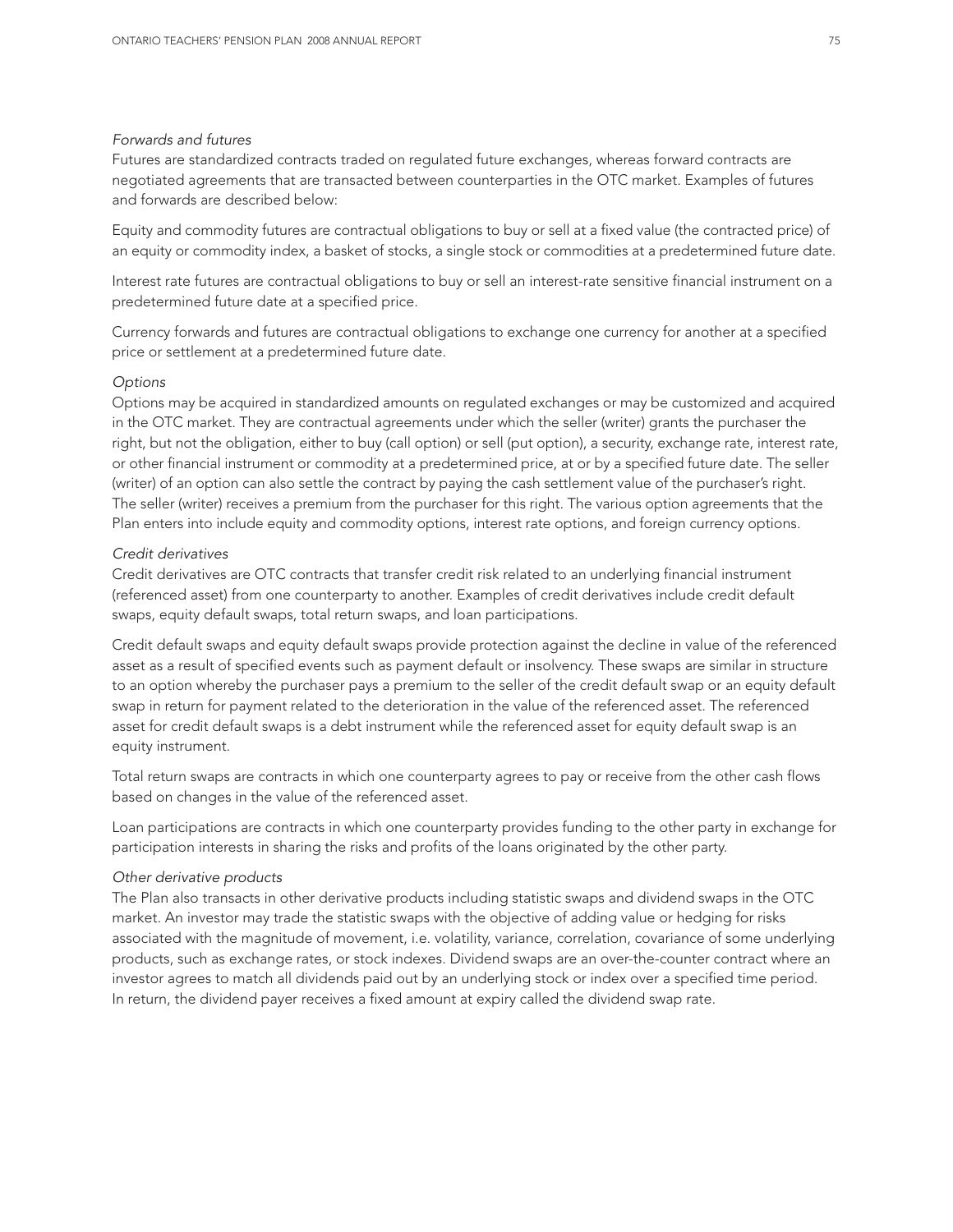*Forwards and futures*

Futures are standardized contracts traded on regulated future exchanges, whereas forward contracts are negotiated agreements that are transacted between counterparties in the OTC market. Examples of futures and forwards are described below:

Equity and commodity futures are contractual obligations to buy or sell at a fixed value (the contracted price) of an equity or commodity index, a basket of stocks, a single stock or commodities at a predetermined future date.

Interest rate futures are contractual obligations to buy or sell an interest-rate sensitive financial instrument on a predetermined future date at a specified price.

Currency forwards and futures are contractual obligations to exchange one currency for another at a specified price or settlement at a predetermined future date.

*Options*

Options may be acquired in standardized amounts on regulated exchanges or may be customized and acquired in the OTC market. They are contractual agreements under which the seller (writer) grants the purchaser the right, but not the obligation, either to buy (call option) or sell (put option), a security, exchange rate, interest rate, or other financial instrument or commodity at a predetermined price, at or by a specified future date. The seller (writer) of an option can also settle the contract by paying the cash settlement value of the purchaser's right. The seller (writer) receives a premium from the purchaser for this right. The various option agreements that the Plan enters into include equity and commodity options, interest rate options, and foreign currency options.

*Credit derivatives*

Credit derivatives are OTC contracts that transfer credit risk related to an underlying financial instrument (referenced asset) from one counterparty to another. Examples of credit derivatives include credit default swaps, equity default swaps, total return swaps, and loan participations.

Credit default swaps and equity default swaps provide protection against the decline in value of the referenced asset as a result of specified events such as payment default or insolvency. These swaps are similar in structure to an option whereby the purchaser pays a premium to the seller of the credit default swap or an equity default swap in return for payment related to the deterioration in the value of the referenced asset. The referenced asset for credit default swaps is a debt instrument while the referenced asset for equity default swap is an equity instrument.

Total return swaps are contracts in which one counterparty agrees to pay or receive from the other cash flows based on changes in the value of the referenced asset.

Loan participations are contracts in which one counterparty provides funding to the other party in exchange for participation interests in sharing the risks and profits of the loans originated by the other party.

*Other derivative products*

The Plan also transacts in other derivative products including statistic swaps and dividend swaps in the OTC market. An investor may trade the statistic swaps with the objective of adding value or hedging for risks associated with the magnitude of movement, i.e. volatility, variance, correlation, covariance of some underlying products, such as exchange rates, or stock indexes. Dividend swaps are an over-the-counter contract where an investor agrees to match all dividends paid out by an underlying stock or index over a specified time period. In return, the dividend payer receives a fixed amount at expiry called the dividend swap rate.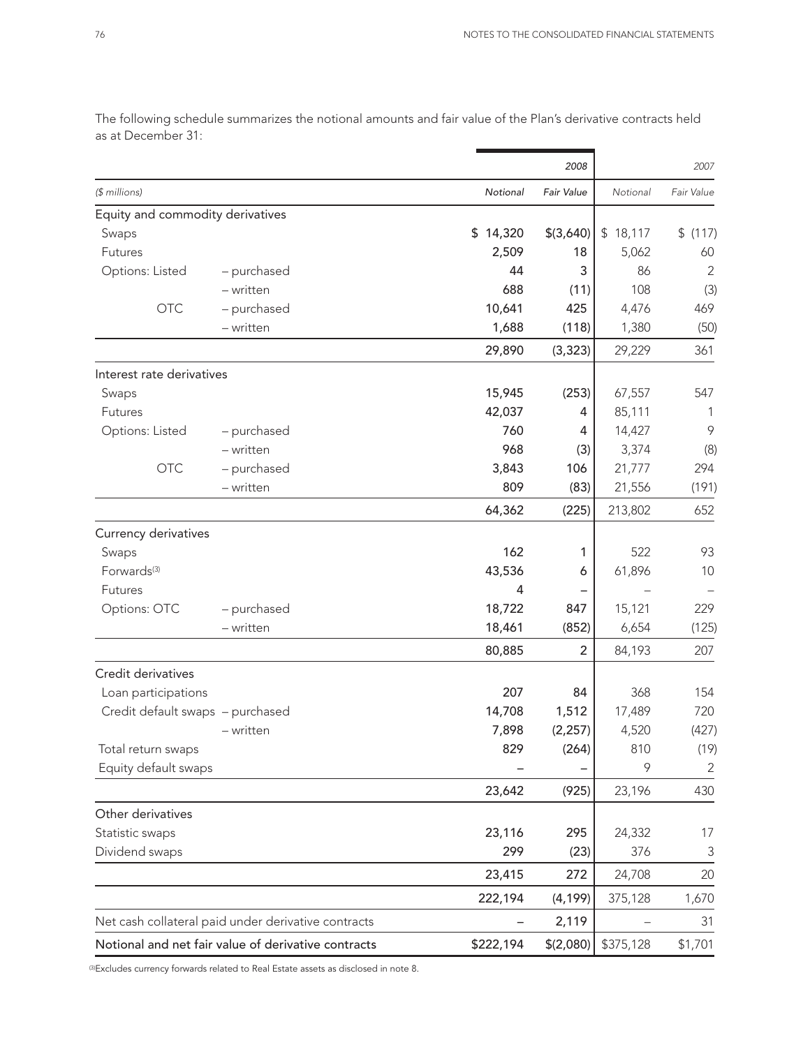The following schedule summarizes the notional amounts and fair value of the Plan's derivative contracts held as at December 31:

| | | 2008 | | 2007 | |
|---|---|---|---|---|---|
| *($ millions)* | | *Notional* | *Fair Value* | *Notional* | *Fair Value* |
| Equity and commodity derivatives | | | | | |
| Swaps | | $ 14,320 | $(3,640) | $ 18,117 | $ (117) |
| Futures | | 2,509 | 18 | 5,062 | 60 |
| Options: Listed | – purchased | 44 | 3 | 86 | 2 |
| | – written | 688 | (11) | 108 | (3) |
| OTC | – purchased | 10,641 | 425 | 4,476 | 469 |
| | – written | 1,688 | (118) | 1,380 | (50) |
| | | 29,890 | (3,323) | 29,229 | 361 |
| Interest rate derivatives | | | | | |
| Swaps | | 15,945 | (253) | 67,557 | 547 |
| Futures | | 42,037 | 4 | 85,111 | 1 |
| Options: Listed | – purchased | 760 | 4 | 14,427 | 9 |
| | – written | 968 | (3) | 3,374 | (8) |
| OTC | – purchased | 3,843 | 106 | 21,777 | 294 |
| | – written | 809 | (83) | 21,556 | (191) |
| | | 64,362 | (225) | 213,802 | 652 |
| Currency derivatives | | | | | |
| Swaps | | 162 | 1 | 522 | 93 |
| Forwards[3] | | 43,536 | 6 | 61,896 | 10 |
| Futures | | 4 | – | – | – |
| Options: OTC | – purchased | 18,722 | 847 | 15,121 | 229 |
| | – written | 18,461 | (852) | 6,654 | (125) |
| | | 80,885 | 2 | 84,193 | 207 |
| Credit derivatives | | | | | |
| Loan participations | | 207 | 84 | 368 | 154 |
| Credit default swaps | – purchased | 14,708 | 1,512 | 17,489 | 720 |
| | – written | 7,898 | (2,257) | 4,520 | (427) |
| Total return swaps | | 829 | (264) | 810 | (19) |
| Equity default swaps | | – | – | 9 | 2 |
| | | 23,642 | (925) | 23,196 | 430 |
| Other derivatives | | | | | |
| Statistic swaps | | 23,116 | 295 | 24,332 | 17 |
| Dividend swaps | | 299 | (23) | 376 | 3 |
| | | 23,415 | 272 | 24,708 | 20 |
| | | 222,194 | (4,199) | 375,128 | 1,670 |
| Net cash collateral paid under derivative contracts | | – | 2,119 | – | 31 |
| Notional and net fair value of derivative contracts | | $222,194 | $(2,080) | $375,128 | $1,701 |

[3] Excludes currency forwards related to Real Estate assets as disclosed in note 8.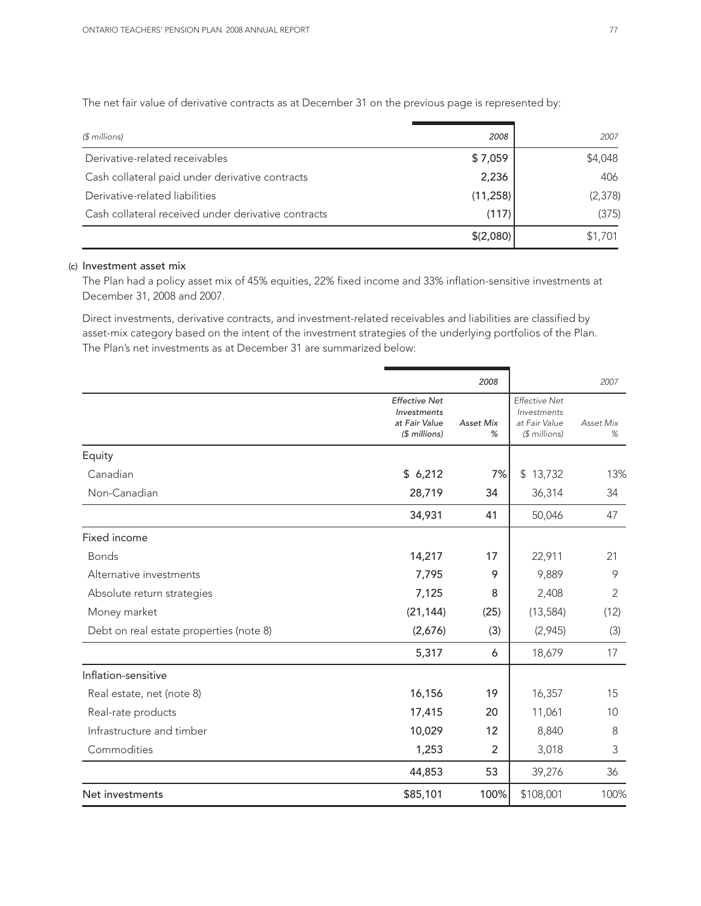The net fair value of derivative contracts as at December 31 on the previous page is represented by:

| *($ millions)* | *2008* | *2007* |
|---|---|---|
| Derivative-related receivables | $ 7,059 | $4,048 |
| Cash collateral paid under derivative contracts | 2,236 | 406 |
| Derivative-related liabilities | (11,258) | (2,378) |
| Cash collateral received under derivative contracts | (117) | (375) |
| | $(2,080) | $1,701 |

(c) Investment asset mix

The Plan had a policy asset mix of 45% equities, 22% fixed income and 33% inflation-sensitive investments at December 31, 2008 and 2007.

Direct investments, derivative contracts, and investment-related receivables and liabilities are classified by asset-mix category based on the intent of the investment strategies of the underlying portfolios of the Plan. The Plan's net investments as at December 31 are summarized below:

| | *2008* | | *2007* | |
|---|---|---|---|---|
| | *Effective Net Investments at Fair Value ($ millions)* | *Asset Mix %* | *Effective Net Investments at Fair Value ($ millions)* | *Asset Mix %* |
| Equity | | | | |
| Canadian | $ 6,212 | 7% | $ 13,732 | 13% |
| Non-Canadian | 28,719 | 34 | 36,314 | 34 |
| | 34,931 | 41 | 50,046 | 47 |
| Fixed income | | | | |
| Bonds | 14,217 | 17 | 22,911 | 21 |
| Alternative investments | 7,795 | 9 | 9,889 | 9 |
| Absolute return strategies | 7,125 | 8 | 2,408 | 2 |
| Money market | (21,144) | (25) | (13,584) | (12) |
| Debt on real estate properties (note 8) | (2,676) | (3) | (2,945) | (3) |
| | 5,317 | 6 | 18,679 | 17 |
| Inflation-sensitive | | | | |
| Real estate, net (note 8) | 16,156 | 19 | 16,357 | 15 |
| Real-rate products | 17,415 | 20 | 11,061 | 10 |
| Infrastructure and timber | 10,029 | 12 | 8,840 | 8 |
| Commodities | 1,253 | 2 | 3,018 | 3 |
| | 44,853 | 53 | 39,276 | 36 |
| Net investments | $85,101 | 100% | $108,001 | 100% |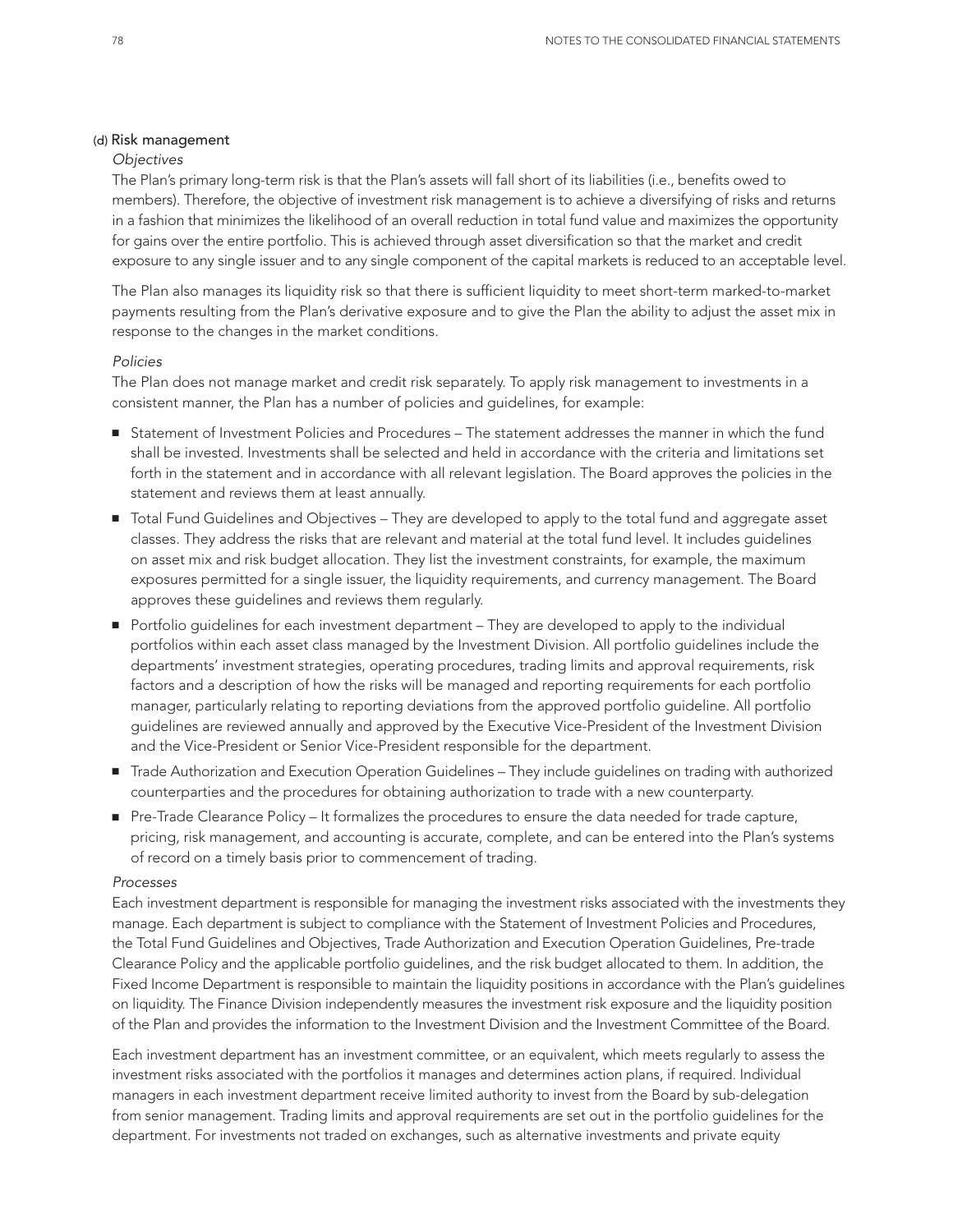### (d) Risk management

*Objectives*

The Plan's primary long-term risk is that the Plan's assets will fall short of its liabilities (i.e., benefits owed to members). Therefore, the objective of investment risk management is to achieve a diversifying of risks and returns in a fashion that minimizes the likelihood of an overall reduction in total fund value and maximizes the opportunity for gains over the entire portfolio. This is achieved through asset diversification so that the market and credit exposure to any single issuer and to any single component of the capital markets is reduced to an acceptable level.

The Plan also manages its liquidity risk so that there is sufficient liquidity to meet short-term marked-to-market payments resulting from the Plan's derivative exposure and to give the Plan the ability to adjust the asset mix in response to the changes in the market conditions.

*Policies*

The Plan does not manage market and credit risk separately. To apply risk management to investments in a consistent manner, the Plan has a number of policies and guidelines, for example:

- Statement of Investment Policies and Procedures – The statement addresses the manner in which the fund shall be invested. Investments shall be selected and held in accordance with the criteria and limitations set forth in the statement and in accordance with all relevant legislation. The Board approves the policies in the statement and reviews them at least annually.
- Total Fund Guidelines and Objectives – They are developed to apply to the total fund and aggregate asset classes. They address the risks that are relevant and material at the total fund level. It includes guidelines on asset mix and risk budget allocation. They list the investment constraints, for example, the maximum exposures permitted for a single issuer, the liquidity requirements, and currency management. The Board approves these guidelines and reviews them regularly.
- Portfolio guidelines for each investment department – They are developed to apply to the individual portfolios within each asset class managed by the Investment Division. All portfolio guidelines include the departments' investment strategies, operating procedures, trading limits and approval requirements, risk factors and a description of how the risks will be managed and reporting requirements for each portfolio manager, particularly relating to reporting deviations from the approved portfolio guideline. All portfolio guidelines are reviewed annually and approved by the Executive Vice-President of the Investment Division and the Vice-President or Senior Vice-President responsible for the department.
- Trade Authorization and Execution Operation Guidelines – They include guidelines on trading with authorized counterparties and the procedures for obtaining authorization to trade with a new counterparty.
- Pre-Trade Clearance Policy – It formalizes the procedures to ensure the data needed for trade capture, pricing, risk management, and accounting is accurate, complete, and can be entered into the Plan's systems of record on a timely basis prior to commencement of trading.

*Processes*

Each investment department is responsible for managing the investment risks associated with the investments they manage. Each department is subject to compliance with the Statement of Investment Policies and Procedures, the Total Fund Guidelines and Objectives, Trade Authorization and Execution Operation Guidelines, Pre-trade Clearance Policy and the applicable portfolio guidelines, and the risk budget allocated to them. In addition, the Fixed Income Department is responsible to maintain the liquidity positions in accordance with the Plan's guidelines on liquidity. The Finance Division independently measures the investment risk exposure and the liquidity position of the Plan and provides the information to the Investment Division and the Investment Committee of the Board.

Each investment department has an investment committee, or an equivalent, which meets regularly to assess the investment risks associated with the portfolios it manages and determines action plans, if required. Individual managers in each investment department receive limited authority to invest from the Board by sub-delegation from senior management. Trading limits and approval requirements are set out in the portfolio guidelines for the department. For investments not traded on exchanges, such as alternative investments and private equity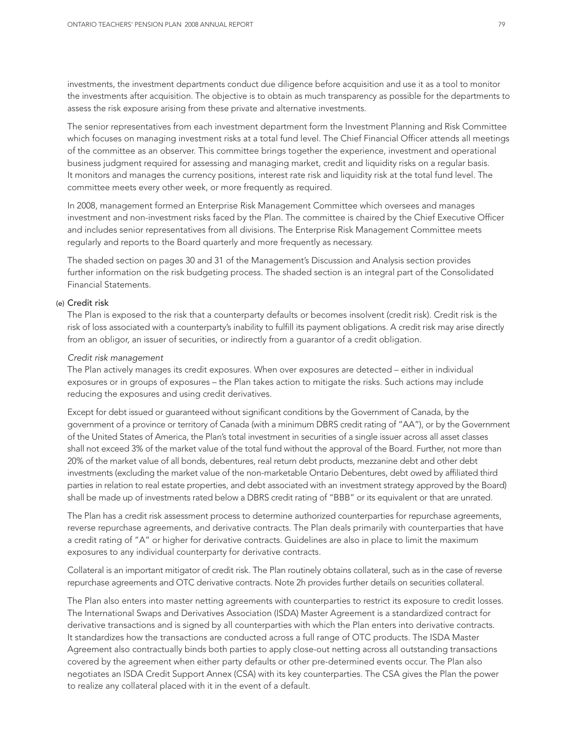investments, the investment departments conduct due diligence before acquisition and use it as a tool to monitor the investments after acquisition. The objective is to obtain as much transparency as possible for the departments to assess the risk exposure arising from these private and alternative investments.

The senior representatives from each investment department form the Investment Planning and Risk Committee which focuses on managing investment risks at a total fund level. The Chief Financial Officer attends all meetings of the committee as an observer. This committee brings together the experience, investment and operational business judgment required for assessing and managing market, credit and liquidity risks on a regular basis. It monitors and manages the currency positions, interest rate risk and liquidity risk at the total fund level. The committee meets every other week, or more frequently as required.

In 2008, management formed an Enterprise Risk Management Committee which oversees and manages investment and non-investment risks faced by the Plan. The committee is chaired by the Chief Executive Officer and includes senior representatives from all divisions. The Enterprise Risk Management Committee meets regularly and reports to the Board quarterly and more frequently as necessary.

The shaded section on pages 30 and 31 of the Management's Discussion and Analysis section provides further information on the risk budgeting process. The shaded section is an integral part of the Consolidated Financial Statements.

## (e) Credit risk

The Plan is exposed to the risk that a counterparty defaults or becomes insolvent (credit risk). Credit risk is the risk of loss associated with a counterparty's inability to fulfill its payment obligations. A credit risk may arise directly from an obligor, an issuer of securities, or indirectly from a guarantor of a credit obligation.

*Credit risk management*

The Plan actively manages its credit exposures. When over exposures are detected – either in individual exposures or in groups of exposures – the Plan takes action to mitigate the risks. Such actions may include reducing the exposures and using credit derivatives.

Except for debt issued or guaranteed without significant conditions by the Government of Canada, by the government of a province or territory of Canada (with a minimum DBRS credit rating of "AA"), or by the Government of the United States of America, the Plan's total investment in securities of a single issuer across all asset classes shall not exceed 3% of the market value of the total fund without the approval of the Board. Further, not more than 20% of the market value of all bonds, debentures, real return debt products, mezzanine debt and other debt investments (excluding the market value of the non-marketable Ontario Debentures, debt owed by affiliated third parties in relation to real estate properties, and debt associated with an investment strategy approved by the Board) shall be made up of investments rated below a DBRS credit rating of "BBB" or its equivalent or that are unrated.

The Plan has a credit risk assessment process to determine authorized counterparties for repurchase agreements, reverse repurchase agreements, and derivative contracts. The Plan deals primarily with counterparties that have a credit rating of "A" or higher for derivative contracts. Guidelines are also in place to limit the maximum exposures to any individual counterparty for derivative contracts.

Collateral is an important mitigator of credit risk. The Plan routinely obtains collateral, such as in the case of reverse repurchase agreements and OTC derivative contracts. Note 2h provides further details on securities collateral.

The Plan also enters into master netting agreements with counterparties to restrict its exposure to credit losses. The International Swaps and Derivatives Association (ISDA) Master Agreement is a standardized contract for derivative transactions and is signed by all counterparties with which the Plan enters into derivative contracts. It standardizes how the transactions are conducted across a full range of OTC products. The ISDA Master Agreement also contractually binds both parties to apply close-out netting across all outstanding transactions covered by the agreement when either party defaults or other pre-determined events occur. The Plan also negotiates an ISDA Credit Support Annex (CSA) with its key counterparties. The CSA gives the Plan the power to realize any collateral placed with it in the event of a default.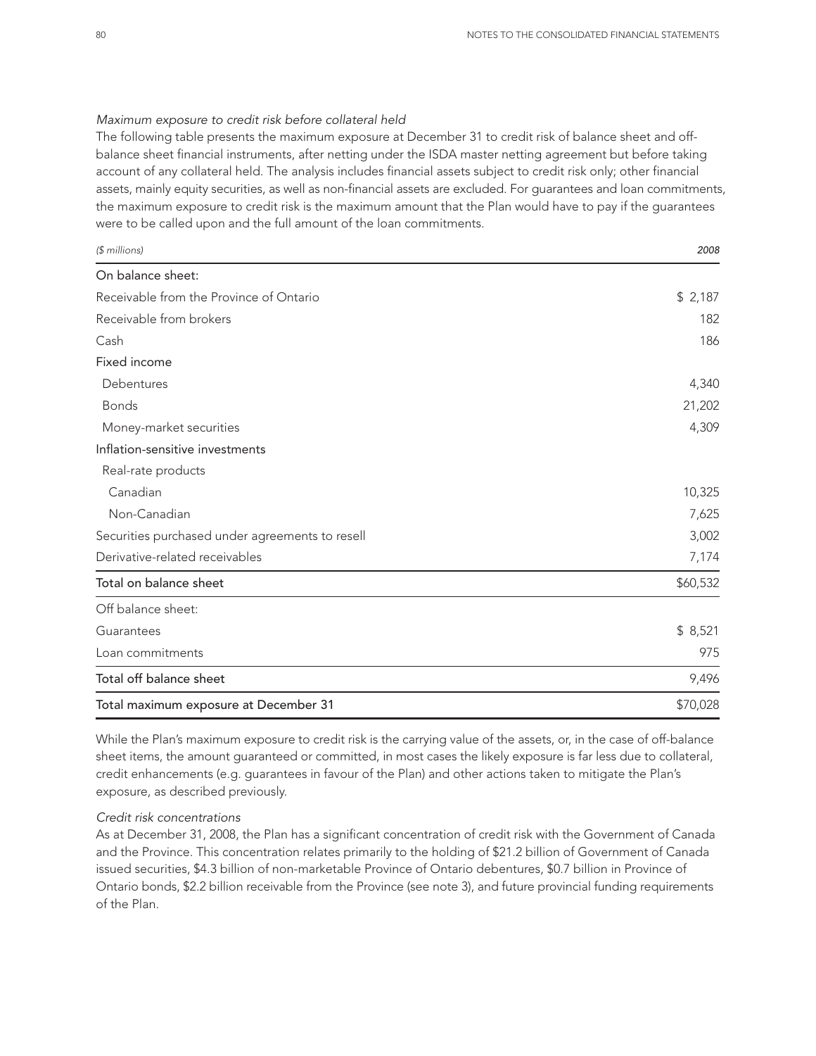*Maximum exposure to credit risk before collateral held*

The following table presents the maximum exposure at December 31 to credit risk of balance sheet and off-balance sheet financial instruments, after netting under the ISDA master netting agreement but before taking account of any collateral held. The analysis includes financial assets subject to credit risk only; other financial assets, mainly equity securities, as well as non-financial assets are excluded. For guarantees and loan commitments, the maximum exposure to credit risk is the maximum amount that the Plan would have to pay if the guarantees were to be called upon and the full amount of the loan commitments.

| *($ millions)* | *2008* |
|---|---|
| On balance sheet: | |
| Receivable from the Province of Ontario | $ 2,187 |
| Receivable from brokers | 182 |
| Cash | 186 |
| Fixed income | |
| Debentures | 4,340 |
| Bonds | 21,202 |
| Money-market securities | 4,309 |
| Inflation-sensitive investments | |
| Real-rate products | |
| Canadian | 10,325 |
| Non-Canadian | 7,625 |
| Securities purchased under agreements to resell | 3,002 |
| Derivative-related receivables | 7,174 |
| Total on balance sheet | $60,532 |
| Off balance sheet: | |
| Guarantees | $ 8,521 |
| Loan commitments | 975 |
| Total off balance sheet | 9,496 |
| Total maximum exposure at December 31 | $70,028 |

While the Plan's maximum exposure to credit risk is the carrying value of the assets, or, in the case of off-balance sheet items, the amount guaranteed or committed, in most cases the likely exposure is far less due to collateral, credit enhancements (e.g. guarantees in favour of the Plan) and other actions taken to mitigate the Plan's exposure, as described previously.

*Credit risk concentrations*

As at December 31, 2008, the Plan has a significant concentration of credit risk with the Government of Canada and the Province. This concentration relates primarily to the holding of $21.2 billion of Government of Canada issued securities, $4.3 billion of non-marketable Province of Ontario debentures, $0.7 billion in Province of Ontario bonds, $2.2 billion receivable from the Province (see note 3), and future provincial funding requirements of the Plan.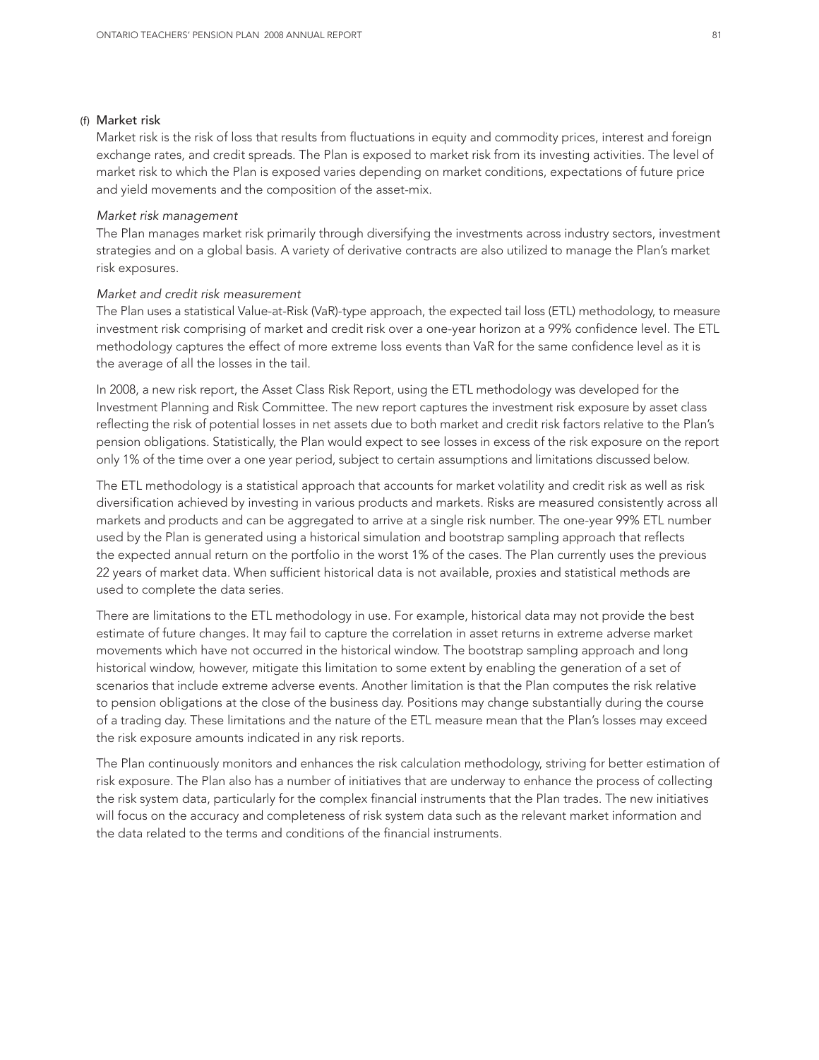### (f) Market risk

Market risk is the risk of loss that results from fluctuations in equity and commodity prices, interest and foreign exchange rates, and credit spreads. The Plan is exposed to market risk from its investing activities. The level of market risk to which the Plan is exposed varies depending on market conditions, expectations of future price and yield movements and the composition of the asset-mix.

*Market risk management*

The Plan manages market risk primarily through diversifying the investments across industry sectors, investment strategies and on a global basis. A variety of derivative contracts are also utilized to manage the Plan's market risk exposures.

*Market and credit risk measurement*

The Plan uses a statistical Value-at-Risk (VaR)-type approach, the expected tail loss (ETL) methodology, to measure investment risk comprising of market and credit risk over a one-year horizon at a 99% confidence level. The ETL methodology captures the effect of more extreme loss events than VaR for the same confidence level as it is the average of all the losses in the tail.

In 2008, a new risk report, the Asset Class Risk Report, using the ETL methodology was developed for the Investment Planning and Risk Committee. The new report captures the investment risk exposure by asset class reflecting the risk of potential losses in net assets due to both market and credit risk factors relative to the Plan's pension obligations. Statistically, the Plan would expect to see losses in excess of the risk exposure on the report only 1% of the time over a one year period, subject to certain assumptions and limitations discussed below.

The ETL methodology is a statistical approach that accounts for market volatility and credit risk as well as risk diversification achieved by investing in various products and markets. Risks are measured consistently across all markets and products and can be aggregated to arrive at a single risk number. The one-year 99% ETL number used by the Plan is generated using a historical simulation and bootstrap sampling approach that reflects the expected annual return on the portfolio in the worst 1% of the cases. The Plan currently uses the previous 22 years of market data. When sufficient historical data is not available, proxies and statistical methods are used to complete the data series.

There are limitations to the ETL methodology in use. For example, historical data may not provide the best estimate of future changes. It may fail to capture the correlation in asset returns in extreme adverse market movements which have not occurred in the historical window. The bootstrap sampling approach and long historical window, however, mitigate this limitation to some extent by enabling the generation of a set of scenarios that include extreme adverse events. Another limitation is that the Plan computes the risk relative to pension obligations at the close of the business day. Positions may change substantially during the course of a trading day. These limitations and the nature of the ETL measure mean that the Plan's losses may exceed the risk exposure amounts indicated in any risk reports.

The Plan continuously monitors and enhances the risk calculation methodology, striving for better estimation of risk exposure. The Plan also has a number of initiatives that are underway to enhance the process of collecting the risk system data, particularly for the complex financial instruments that the Plan trades. The new initiatives will focus on the accuracy and completeness of risk system data such as the relevant market information and the data related to the terms and conditions of the financial instruments.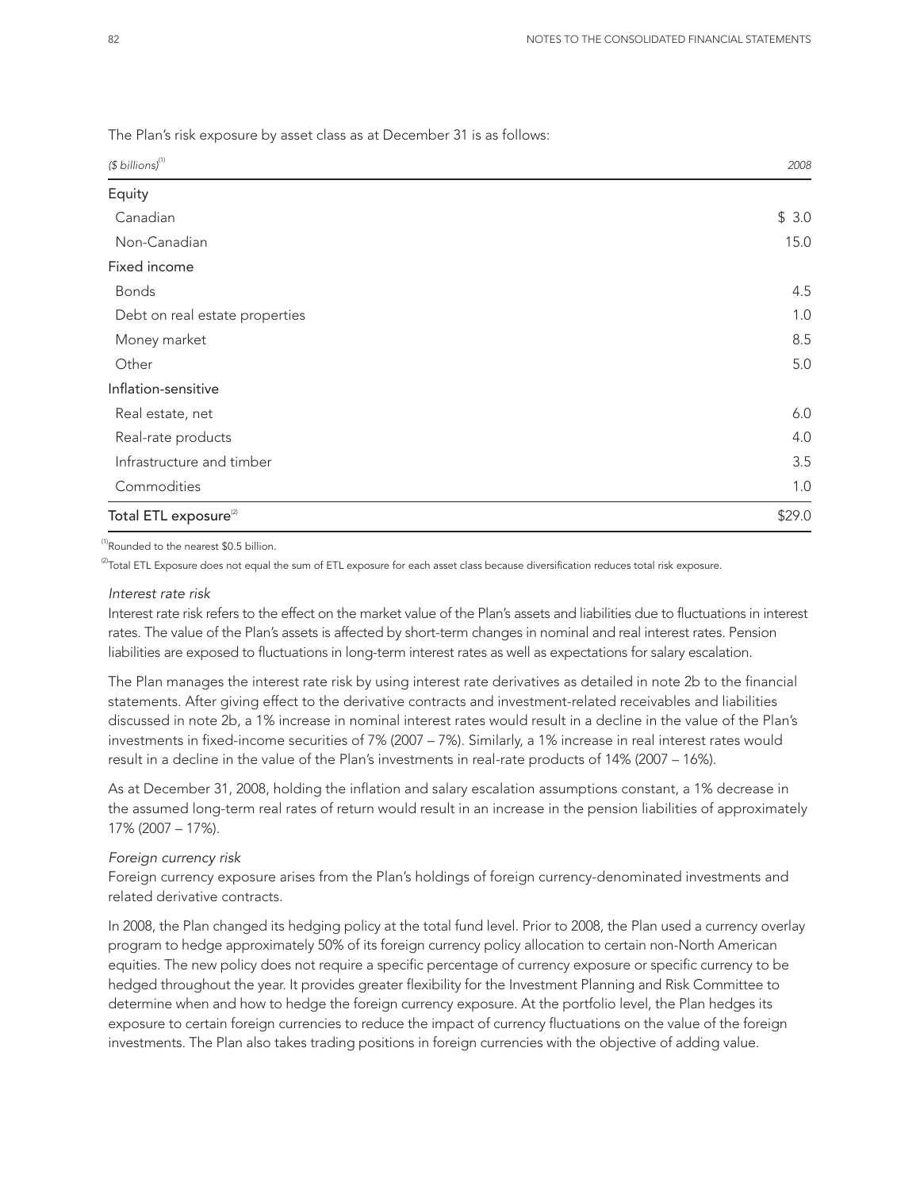The Plan's risk exposure by asset class as at December 31 is as follows:

| *($ billions)*[1] | *2008* |
|---|---|
| Equity | |
| Canadian | $ 3.0 |
| Non-Canadian | 15.0 |
| Fixed income | |
| Bonds | 4.5 |
| Debt on real estate properties | 1.0 |
| Money market | 8.5 |
| Other | 5.0 |
| Inflation-sensitive | |
| Real estate, net | 6.0 |
| Real-rate products | 4.0 |
| Infrastructure and timber | 3.5 |
| Commodities | 1.0 |
| Total ETL exposure[2] | $29.0 |

[1]Rounded to the nearest $0.5 billion.

[2]Total ETL Exposure does not equal the sum of ETL exposure for each asset class because diversification reduces total risk exposure.

*Interest rate risk*

Interest rate risk refers to the effect on the market value of the Plan's assets and liabilities due to fluctuations in interest rates. The value of the Plan's assets is affected by short-term changes in nominal and real interest rates. Pension liabilities are exposed to fluctuations in long-term interest rates as well as expectations for salary escalation.

The Plan manages the interest rate risk by using interest rate derivatives as detailed in note 2b to the financial statements. After giving effect to the derivative contracts and investment-related receivables and liabilities discussed in note 2b, a 1% increase in nominal interest rates would result in a decline in the value of the Plan's investments in fixed-income securities of 7% (2007 – 7%). Similarly, a 1% increase in real interest rates would result in a decline in the value of the Plan's investments in real-rate products of 14% (2007 – 16%).

As at December 31, 2008, holding the inflation and salary escalation assumptions constant, a 1% decrease in the assumed long-term real rates of return would result in an increase in the pension liabilities of approximately 17% (2007 – 17%).

*Foreign currency risk*

Foreign currency exposure arises from the Plan's holdings of foreign currency-denominated investments and related derivative contracts.

In 2008, the Plan changed its hedging policy at the total fund level. Prior to 2008, the Plan used a currency overlay program to hedge approximately 50% of its foreign currency policy allocation to certain non-North American equities. The new policy does not require a specific percentage of currency exposure or specific currency to be hedged throughout the year. It provides greater flexibility for the Investment Planning and Risk Committee to determine when and how to hedge the foreign currency exposure. At the portfolio level, the Plan hedges its exposure to certain foreign currencies to reduce the impact of currency fluctuations on the value of the foreign investments. The Plan also takes trading positions in foreign currencies with the objective of adding value.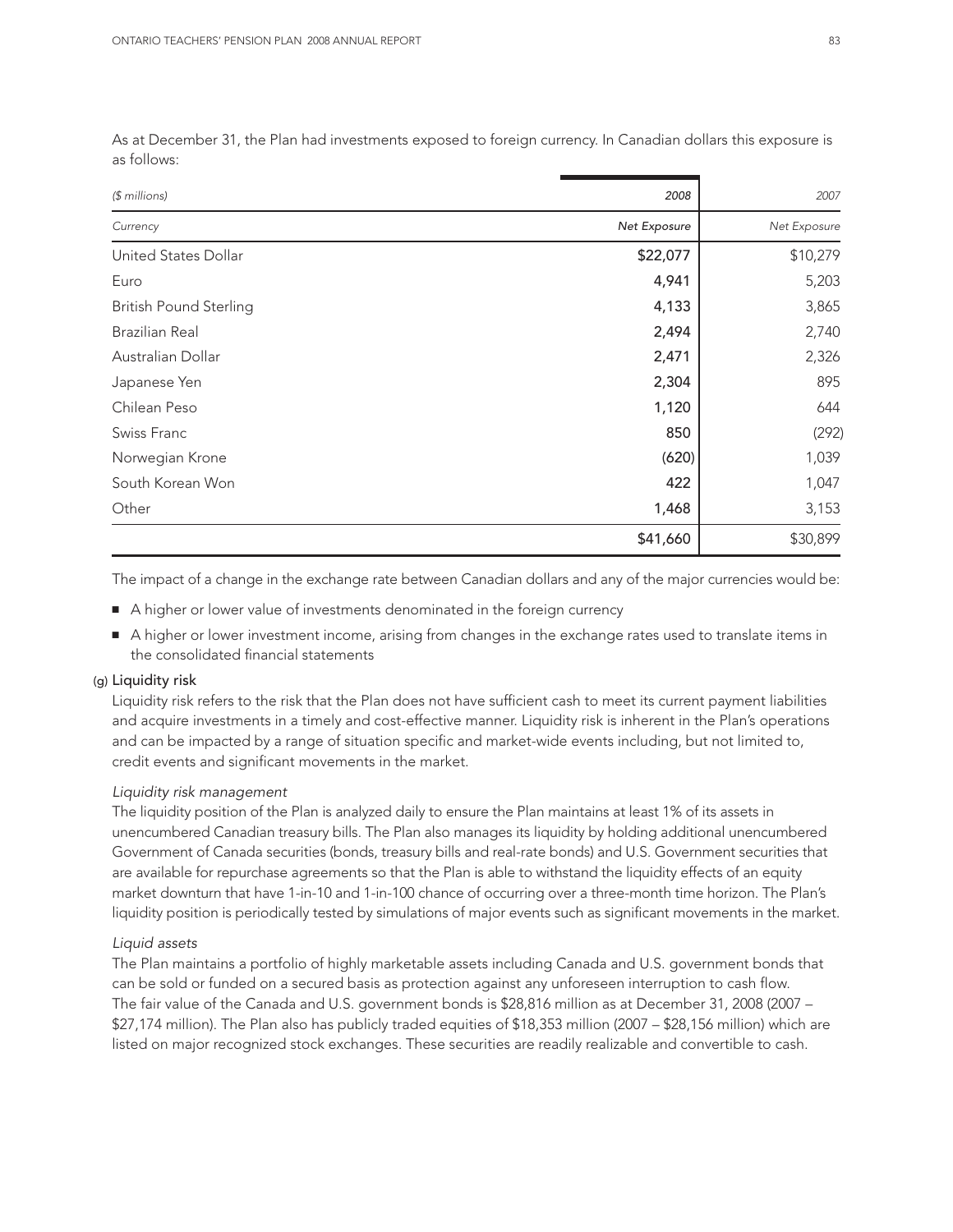As at December 31, the Plan had investments exposed to foreign currency. In Canadian dollars this exposure is as follows:

| *($ millions)* | *2008* | *2007* |
|---|---|---|
| *Currency* | *Net Exposure* | *Net Exposure* |
| United States Dollar | $22,077 | $10,279 |
| Euro | 4,941 | 5,203 |
| British Pound Sterling | 4,133 | 3,865 |
| Brazilian Real | 2,494 | 2,740 |
| Australian Dollar | 2,471 | 2,326 |
| Japanese Yen | 2,304 | 895 |
| Chilean Peso | 1,120 | 644 |
| Swiss Franc | 850 | (292) |
| Norwegian Krone | (620) | 1,039 |
| South Korean Won | 422 | 1,047 |
| Other | 1,468 | 3,153 |
| | $41,660 | $30,899 |

The impact of a change in the exchange rate between Canadian dollars and any of the major currencies would be:

- A higher or lower value of investments denominated in the foreign currency
- A higher or lower investment income, arising from changes in the exchange rates used to translate items in the consolidated financial statements

### (g) Liquidity risk

Liquidity risk refers to the risk that the Plan does not have sufficient cash to meet its current payment liabilities and acquire investments in a timely and cost-effective manner. Liquidity risk is inherent in the Plan's operations and can be impacted by a range of situation specific and market-wide events including, but not limited to, credit events and significant movements in the market.

*Liquidity risk management*

The liquidity position of the Plan is analyzed daily to ensure the Plan maintains at least 1% of its assets in unencumbered Canadian treasury bills. The Plan also manages its liquidity by holding additional unencumbered Government of Canada securities (bonds, treasury bills and real-rate bonds) and U.S. Government securities that are available for repurchase agreements so that the Plan is able to withstand the liquidity effects of an equity market downturn that have 1-in-10 and 1-in-100 chance of occurring over a three-month time horizon. The Plan's liquidity position is periodically tested by simulations of major events such as significant movements in the market.

*Liquid assets*

The Plan maintains a portfolio of highly marketable assets including Canada and U.S. government bonds that can be sold or funded on a secured basis as protection against any unforeseen interruption to cash flow. The fair value of the Canada and U.S. government bonds is $28,816 million as at December 31, 2008 (2007 – $27,174 million). The Plan also has publicly traded equities of $18,353 million (2007 – $28,156 million) which are listed on major recognized stock exchanges. These securities are readily realizable and convertible to cash.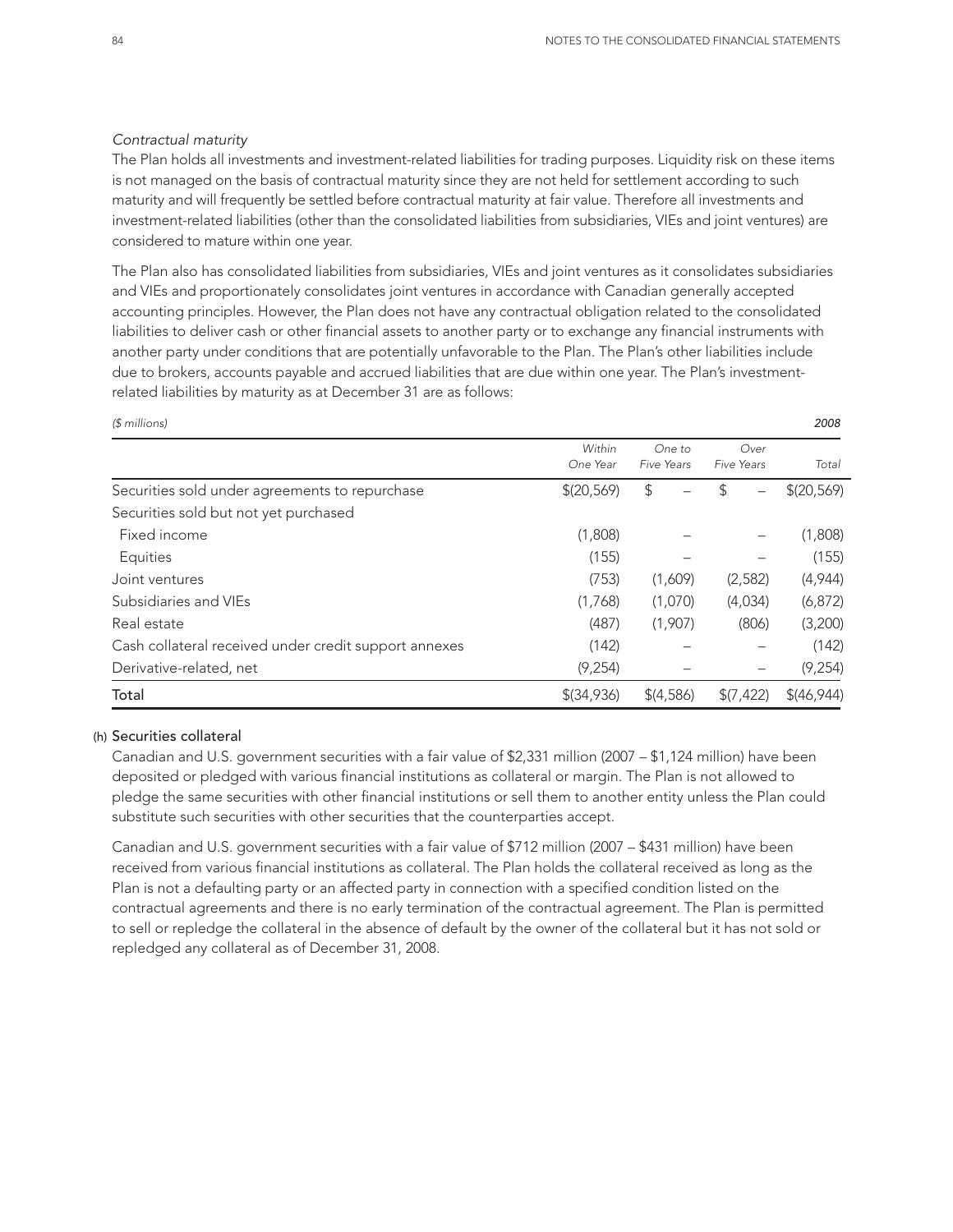*Contractual maturity*

The Plan holds all investments and investment-related liabilities for trading purposes. Liquidity risk on these items is not managed on the basis of contractual maturity since they are not held for settlement according to such maturity and will frequently be settled before contractual maturity at fair value. Therefore all investments and investment-related liabilities (other than the consolidated liabilities from subsidiaries, VIEs and joint ventures) are considered to mature within one year.

The Plan also has consolidated liabilities from subsidiaries, VIEs and joint ventures as it consolidates subsidiaries and VIEs and proportionately consolidates joint ventures in accordance with Canadian generally accepted accounting principles. However, the Plan does not have any contractual obligation related to the consolidated liabilities to deliver cash or other financial assets to another party or to exchange any financial instruments with another party under conditions that are potentially unfavorable to the Plan. The Plan's other liabilities include due to brokers, accounts payable and accrued liabilities that are due within one year. The Plan's investment-related liabilities by maturity as at December 31 are as follows:

| *($ millions)* | | | | *2008* |
|---|---|---|---|---|
| | *Within One Year* | *One to Five Years* | *Over Five Years* | *Total* |
| Securities sold under agreements to repurchase | $(20,569) | $ – | $ – | $(20,569) |
| Securities sold but not yet purchased | | | | |
| Fixed income | (1,808) | – | – | (1,808) |
| Equities | (155) | – | – | (155) |
| Joint ventures | (753) | (1,609) | (2,582) | (4,944) |
| Subsidiaries and VIEs | (1,768) | (1,070) | (4,034) | (6,872) |
| Real estate | (487) | (1,907) | (806) | (3,200) |
| Cash collateral received under credit support annexes | (142) | – | – | (142) |
| Derivative-related, net | (9,254) | – | – | (9,254) |
| **Total** | $(34,936) | $(4,586) | $(7,422) | $(46,944) |

(h) Securities collateral

Canadian and U.S. government securities with a fair value of $2,331 million (2007 – $1,124 million) have been deposited or pledged with various financial institutions as collateral or margin. The Plan is not allowed to pledge the same securities with other financial institutions or sell them to another entity unless the Plan could substitute such securities with other securities that the counterparties accept.

Canadian and U.S. government securities with a fair value of $712 million (2007 – $431 million) have been received from various financial institutions as collateral. The Plan holds the collateral received as long as the Plan is not a defaulting party or an affected party in connection with a specified condition listed on the contractual agreements and there is no early termination of the contractual agreement. The Plan is permitted to sell or repledge the collateral in the absence of default by the owner of the collateral but it has not sold or repledged any collateral as of December 31, 2008.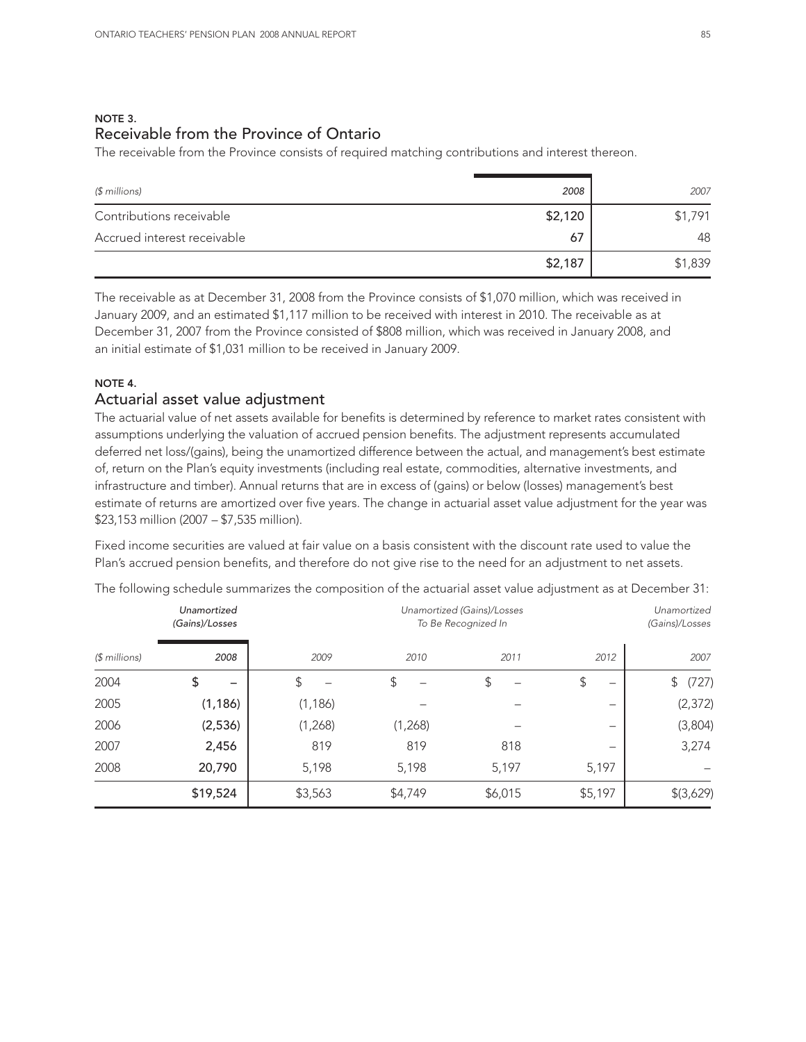## NOTE 3.

## Receivable from the Province of Ontario

The receivable from the Province consists of required matching contributions and interest thereon.

| ($ millions) | 2008 | 2007 |
|---|---|---|
| Contributions receivable | $2,120 | $1,791 |
| Accrued interest receivable | 67 | 48 |
| | $2,187 | $1,839 |

The receivable as at December 31, 2008 from the Province consists of $1,070 million, which was received in January 2009, and an estimated $1,117 million to be received with interest in 2010. The receivable as at December 31, 2007 from the Province consisted of $808 million, which was received in January 2008, and an initial estimate of $1,031 million to be received in January 2009.

## NOTE 4.

## Actuarial asset value adjustment

The actuarial value of net assets available for benefits is determined by reference to market rates consistent with assumptions underlying the valuation of accrued pension benefits. The adjustment represents accumulated deferred net loss/(gains), being the unamortized difference between the actual, and management's best estimate of, return on the Plan's equity investments (including real estate, commodities, alternative investments, and infrastructure and timber). Annual returns that are in excess of (gains) or below (losses) management's best estimate of returns are amortized over five years. The change in actuarial asset value adjustment for the year was $23,153 million (2007 – $7,535 million).

Fixed income securities are valued at fair value on a basis consistent with the discount rate used to value the Plan's accrued pension benefits, and therefore do not give rise to the need for an adjustment to net assets.

The following schedule summarizes the composition of the actuarial asset value adjustment as at December 31:

| | *Unamortized (Gains)/Losses* | *Unamortized (Gains)/Losses To Be Recognized In* | | | | *Unamortized (Gains)/Losses* |
|---|---|---|---|---|---|---|
| *($ millions)* | *2008* | *2009* | *2010* | *2011* | *2012* | *2007* |
| 2004 | $ – | $ – | $ – | $ – | $ – | $ (727) |
| 2005 | (1,186) | (1,186) | – | – | – | (2,372) |
| 2006 | (2,536) | (1,268) | (1,268) | – | – | (3,804) |
| 2007 | 2,456 | 819 | 819 | 818 | – | 3,274 |
| 2008 | 20,790 | 5,198 | 5,198 | 5,197 | 5,197 | – |
| | $19,524 | $3,563 | $4,749 | $6,015 | $5,197 | $(3,629) |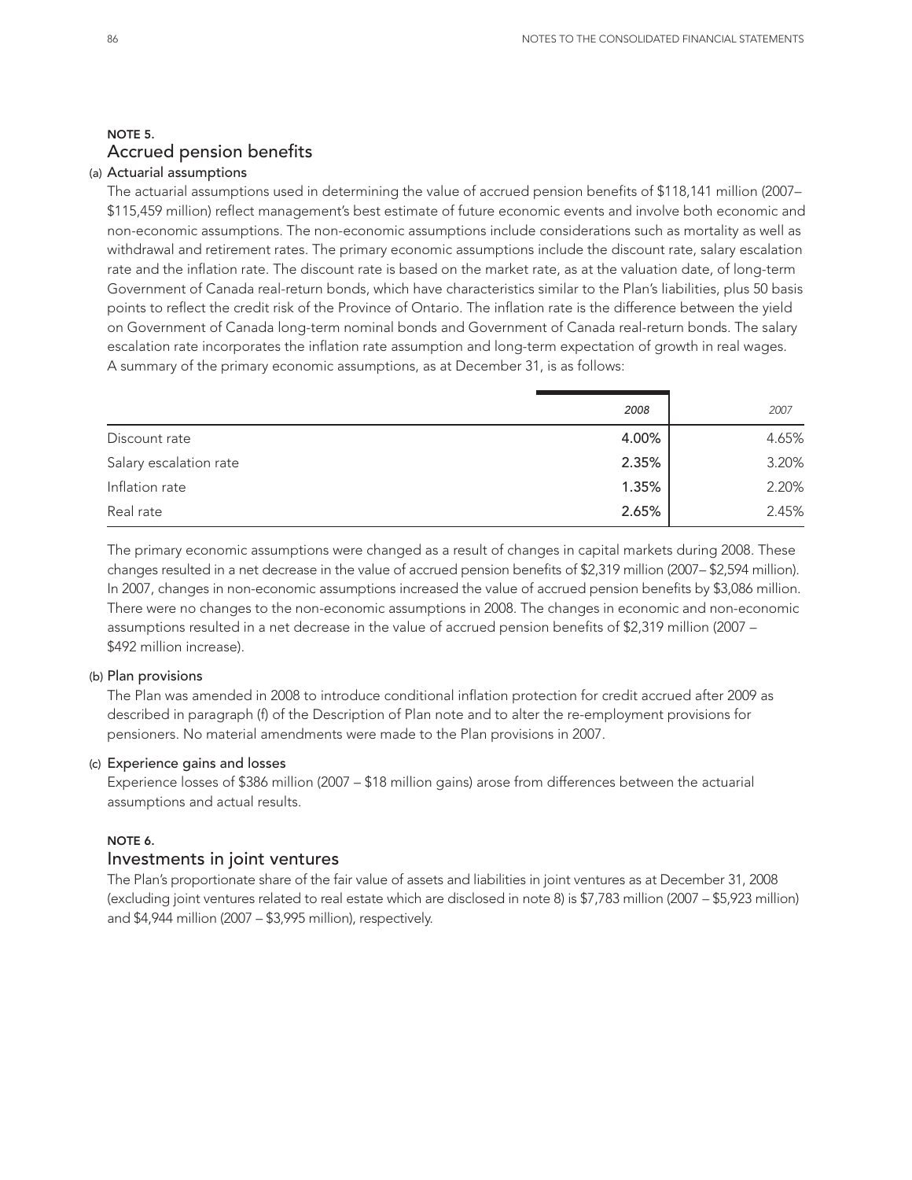## NOTE 5.
## Accrued pension benefits

### (a) Actuarial assumptions

The actuarial assumptions used in determining the value of accrued pension benefits of $118,141 million (2007– $115,459 million) reflect management's best estimate of future economic events and involve both economic and non-economic assumptions. The non-economic assumptions include considerations such as mortality as well as withdrawal and retirement rates. The primary economic assumptions include the discount rate, salary escalation rate and the inflation rate. The discount rate is based on the market rate, as at the valuation date, of long-term Government of Canada real-return bonds, which have characteristics similar to the Plan's liabilities, plus 50 basis points to reflect the credit risk of the Province of Ontario. The inflation rate is the difference between the yield on Government of Canada long-term nominal bonds and Government of Canada real-return bonds. The salary escalation rate incorporates the inflation rate assumption and long-term expectation of growth in real wages. A summary of the primary economic assumptions, as at December 31, is as follows:

| | *2008* | *2007* |
|---|---|---|
| Discount rate | **4.00%** | 4.65% |
| Salary escalation rate | **2.35%** | 3.20% |
| Inflation rate | **1.35%** | 2.20% |
| Real rate | **2.65%** | 2.45% |

The primary economic assumptions were changed as a result of changes in capital markets during 2008. These changes resulted in a net decrease in the value of accrued pension benefits of $2,319 million (2007– $2,594 million). In 2007, changes in non-economic assumptions increased the value of accrued pension benefits by $3,086 million. There were no changes to the non-economic assumptions in 2008. The changes in economic and non-economic assumptions resulted in a net decrease in the value of accrued pension benefits of $2,319 million (2007 – $492 million increase).

### (b) Plan provisions

The Plan was amended in 2008 to introduce conditional inflation protection for credit accrued after 2009 as described in paragraph (f) of the Description of Plan note and to alter the re-employment provisions for pensioners. No material amendments were made to the Plan provisions in 2007.

### (c) Experience gains and losses

Experience losses of $386 million (2007 – $18 million gains) arose from differences between the actuarial assumptions and actual results.

## NOTE 6.
## Investments in joint ventures

The Plan's proportionate share of the fair value of assets and liabilities in joint ventures as at December 31, 2008 (excluding joint ventures related to real estate which are disclosed in note 8) is $7,783 million (2007 – $5,923 million) and $4,944 million (2007 – $3,995 million), respectively.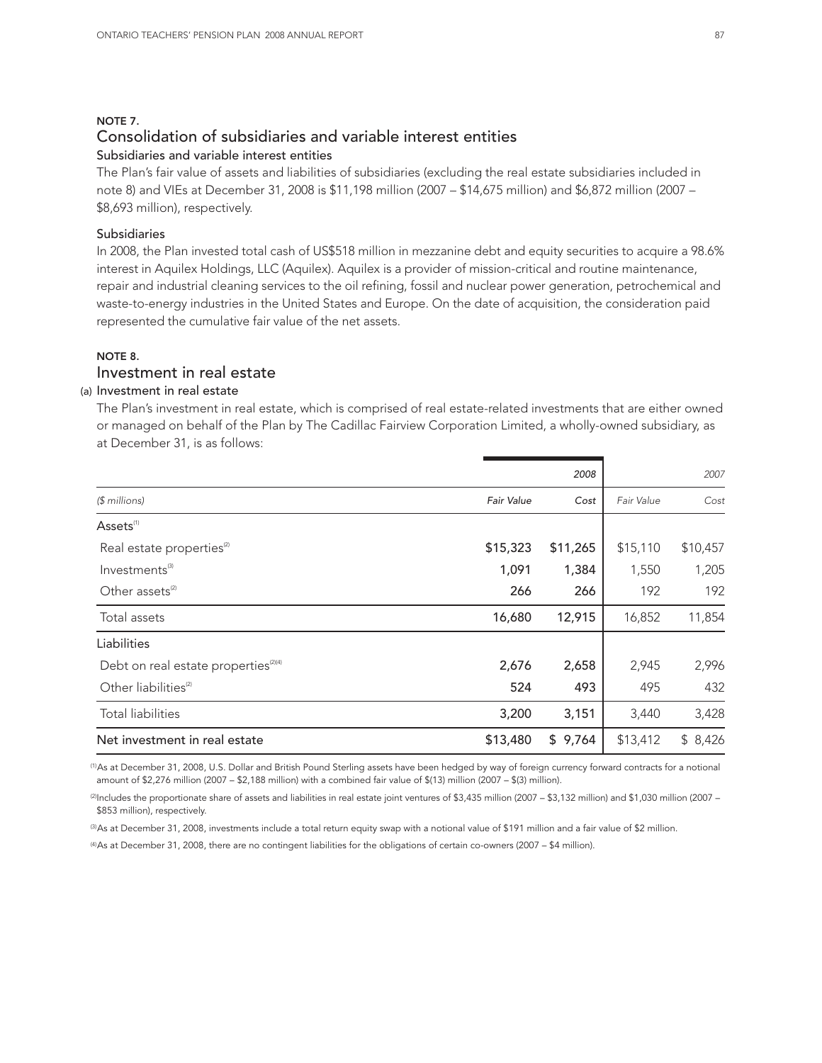## NOTE 7.

## Consolidation of subsidiaries and variable interest entities

### Subsidiaries and variable interest entities

The Plan's fair value of assets and liabilities of subsidiaries (excluding the real estate subsidiaries included in note 8) and VIEs at December 31, 2008 is $11,198 million (2007 – $14,675 million) and $6,872 million (2007 – $8,693 million), respectively.

### Subsidiaries

In 2008, the Plan invested total cash of US$518 million in mezzanine debt and equity securities to acquire a 98.6% interest in Aquilex Holdings, LLC (Aquilex). Aquilex is a provider of mission-critical and routine maintenance, repair and industrial cleaning services to the oil refining, fossil and nuclear power generation, petrochemical and waste-to-energy industries in the United States and Europe. On the date of acquisition, the consideration paid represented the cumulative fair value of the net assets.

## NOTE 8.

## Investment in real estate

### (a) Investment in real estate

The Plan's investment in real estate, which is comprised of real estate-related investments that are either owned or managed on behalf of the Plan by The Cadillac Fairview Corporation Limited, a wholly-owned subsidiary, as at December 31, is as follows:

| | *2008* | | *2007* | |
|---|---|---|---|---|
| *($ millions)* | *Fair Value* | *Cost* | *Fair Value* | *Cost* |
| Assets[1] | | | | |
| Real estate properties[2] | $15,323 | $11,265 | $15,110 | $10,457 |
| Investments[3] | 1,091 | 1,384 | 1,550 | 1,205 |
| Other assets[2] | 266 | 266 | 192 | 192 |
| Total assets | 16,680 | 12,915 | 16,852 | 11,854 |
| Liabilities | | | | |
| Debt on real estate properties[2][4] | 2,676 | 2,658 | 2,945 | 2,996 |
| Other liabilities[2] | 524 | 493 | 495 | 432 |
| Total liabilities | 3,200 | 3,151 | 3,440 | 3,428 |
| Net investment in real estate | $13,480 | $ 9,764 | $13,412 | $ 8,426 |

[1] As at December 31, 2008, U.S. Dollar and British Pound Sterling assets have been hedged by way of foreign currency forward contracts for a notional amount of $2,276 million (2007 – $2,188 million) with a combined fair value of $(13) million (2007 – $(3) million).

[2] Includes the proportionate share of assets and liabilities in real estate joint ventures of $3,435 million (2007 – $3,132 million) and $1,030 million (2007 – $853 million), respectively.

[3] As at December 31, 2008, investments include a total return equity swap with a notional value of $191 million and a fair value of $2 million.

[4] As at December 31, 2008, there are no contingent liabilities for the obligations of certain co-owners (2007 – $4 million).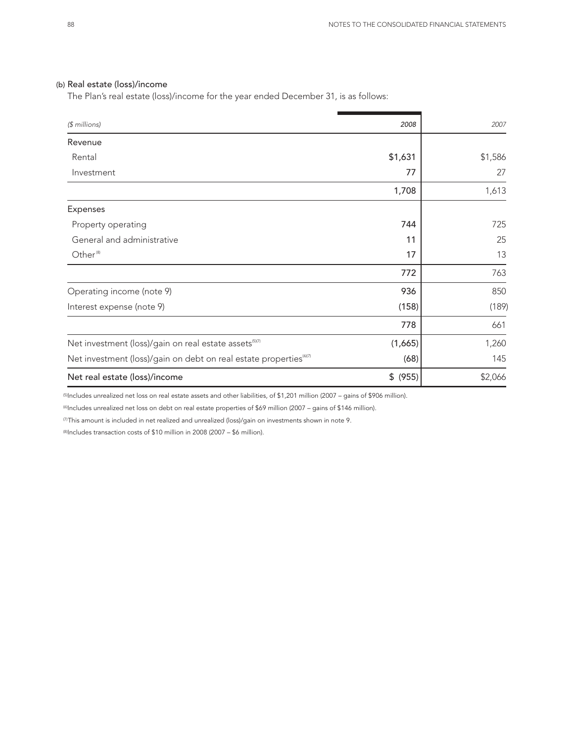### (b) Real estate (loss)/income

The Plan's real estate (loss)/income for the year ended December 31, is as follows:

| *($ millions)* | *2008* | *2007* |
|---|---|---|
| Revenue | | |
| Rental | $1,631 | $1,586 |
| Investment | 77 | 27 |
| | 1,708 | 1,613 |
| Expenses | | |
| Property operating | 744 | 725 |
| General and administrative | 11 | 25 |
| Other[8] | 17 | 13 |
| | 772 | 763 |
| Operating income (note 9) | 936 | 850 |
| Interest expense (note 9) | (158) | (189) |
| | 778 | 661 |
| Net investment (loss)/gain on real estate assets[5][7] | (1,665) | 1,260 |
| Net investment (loss)/gain on debt on real estate properties[6][7] | (68) | 145 |
| Net real estate (loss)/income | $ (955) | $2,066 |

[5] Includes unrealized net loss on real estate assets and other liabilities, of $1,201 million (2007 – gains of $906 million).

[6] Includes unrealized net loss on debt on real estate properties of $69 million (2007 – gains of $146 million).

[7] This amount is included in net realized and unrealized (loss)/gain on investments shown in note 9.

[8] Includes transaction costs of $10 million in 2008 (2007 – $6 million).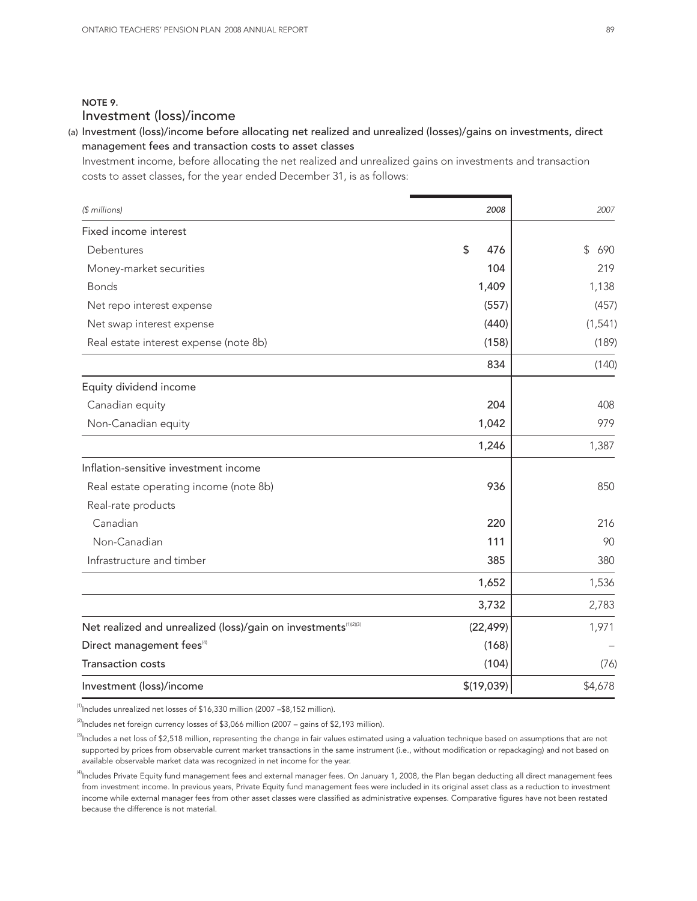**NOTE 9.**

## Investment (loss)/income

### (a) Investment (loss)/income before allocating net realized and unrealized (losses)/gains on investments, direct management fees and transaction costs to asset classes

Investment income, before allocating the net realized and unrealized gains on investments and transaction costs to asset classes, for the year ended December 31, is as follows:

| *($ millions)* | *2008* | *2007* |
|---|---|---|
| Fixed income interest | | |
| Debentures | $ 476 | $ 690 |
| Money-market securities | 104 | 219 |
| Bonds | 1,409 | 1,138 |
| Net repo interest expense | (557) | (457) |
| Net swap interest expense | (440) | (1,541) |
| Real estate interest expense (note 8b) | (158) | (189) |
| | 834 | (140) |
| Equity dividend income | | |
| Canadian equity | 204 | 408 |
| Non-Canadian equity | 1,042 | 979 |
| | 1,246 | 1,387 |
| Inflation-sensitive investment income | | |
| Real estate operating income (note 8b) | 936 | 850 |
| Real-rate products | | |
| Canadian | 220 | 216 |
| Non-Canadian | 111 | 90 |
| Infrastructure and timber | 385 | 380 |
| | 1,652 | 1,536 |
| | 3,732 | 2,783 |
| Net realized and unrealized (loss)/gain on investments[1][2][3] | (22,499) | 1,971 |
| Direct management fees[4] | (168) | – |
| Transaction costs | (104) | (76) |
| Investment (loss)/income | $(19,039) | $4,678 |

[1] Includes unrealized net losses of $16,330 million (2007 –$8,152 million).

[2] Includes net foreign currency losses of $3,066 million (2007 – gains of $2,193 million).

[3] Includes a net loss of $2,518 million, representing the change in fair values estimated using a valuation technique based on assumptions that are not supported by prices from observable current market transactions in the same instrument (i.e., without modification or repackaging) and not based on available observable market data was recognized in net income for the year.

[4] Includes Private Equity fund management fees and external manager fees. On January 1, 2008, the Plan began deducting all direct management fees from investment income. In previous years, Private Equity fund management fees were included in its original asset class as a reduction to investment income while external manager fees from other asset classes were classified as administrative expenses. Comparative figures have not been restated because the difference is not material.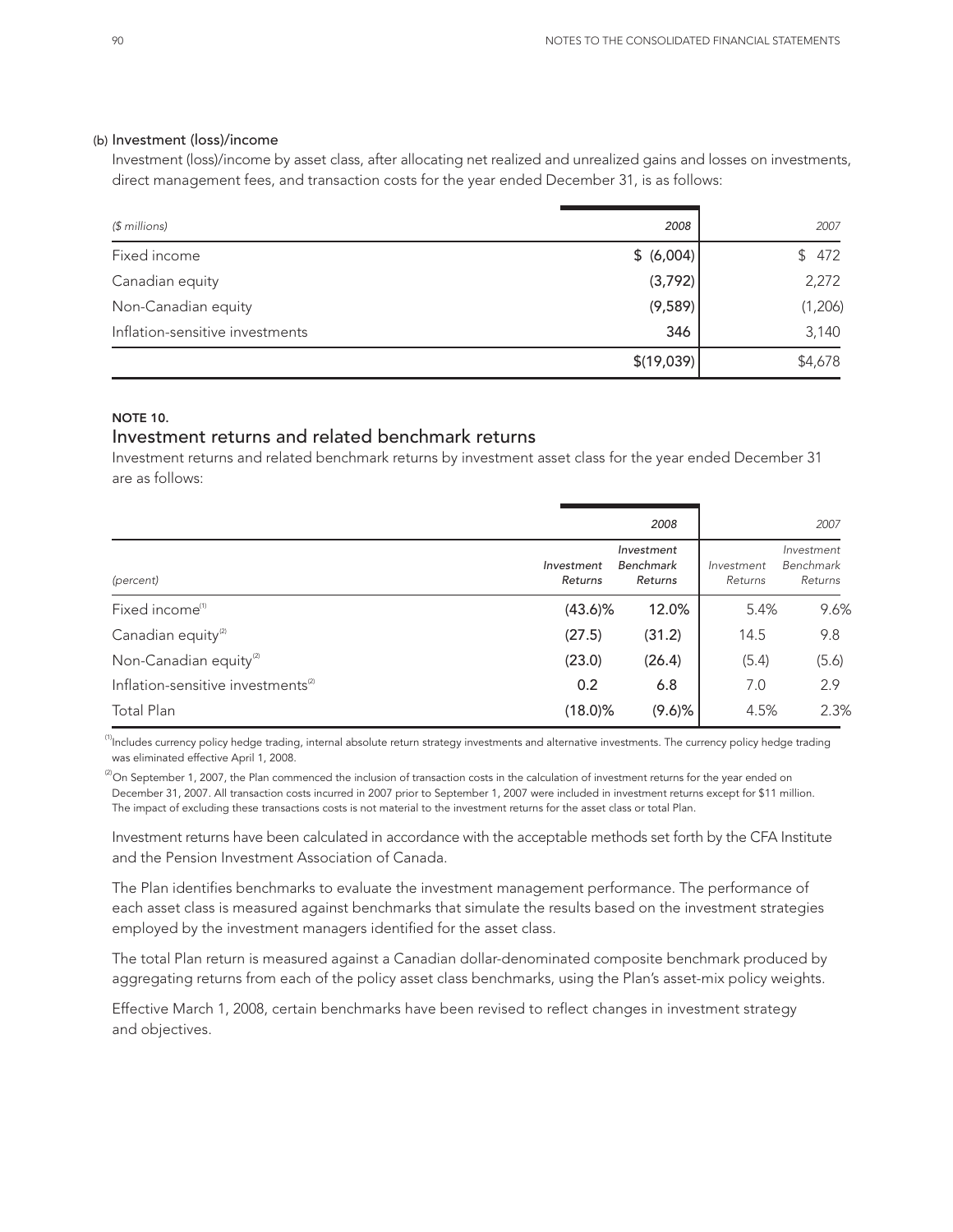#### (b) Investment (loss)/income

Investment (loss)/income by asset class, after allocating net realized and unrealized gains and losses on investments, direct management fees, and transaction costs for the year ended December 31, is as follows:

| *($ millions)* | *2008* | *2007* |
|---|---|---|
| Fixed income | **$ (6,004)** | $ 472 |
| Canadian equity | **(3,792)** | 2,272 |
| Non-Canadian equity | **(9,589)** | (1,206) |
| Inflation-sensitive investments | **346** | 3,140 |
| | **$(19,039)** | $4,678 |

#### NOTE 10.

## Investment returns and related benchmark returns

Investment returns and related benchmark returns by investment asset class for the year ended December 31 are as follows:

| | *2008* | | *2007* | |
|---|---|---|---|---|
| *(percent)* | *Investment Returns* | *Investment Benchmark Returns* | *Investment Returns* | *Investment Benchmark Returns* |
| Fixed income[1] | **(43.6)%** | **12.0%** | 5.4% | 9.6% |
| Canadian equity[2] | **(27.5)** | **(31.2)** | 14.5 | 9.8 |
| Non-Canadian equity[2] | **(23.0)** | **(26.4)** | (5.4) | (5.6) |
| Inflation-sensitive investments[2] | **0.2** | **6.8** | 7.0 | 2.9 |
| Total Plan | **(18.0)%** | **(9.6)%** | 4.5% | 2.3% |

[1] Includes currency policy hedge trading, internal absolute return strategy investments and alternative investments. The currency policy hedge trading was eliminated effective April 1, 2008.

[2] On September 1, 2007, the Plan commenced the inclusion of transaction costs in the calculation of investment returns for the year ended on December 31, 2007. All transaction costs incurred in 2007 prior to September 1, 2007 were included in investment returns except for $11 million. The impact of excluding these transactions costs is not material to the investment returns for the asset class or total Plan.

Investment returns have been calculated in accordance with the acceptable methods set forth by the CFA Institute and the Pension Investment Association of Canada.

The Plan identifies benchmarks to evaluate the investment management performance. The performance of each asset class is measured against benchmarks that simulate the results based on the investment strategies employed by the investment managers identified for the asset class.

The total Plan return is measured against a Canadian dollar-denominated composite benchmark produced by aggregating returns from each of the policy asset class benchmarks, using the Plan's asset-mix policy weights.

Effective March 1, 2008, certain benchmarks have been revised to reflect changes in investment strategy and objectives.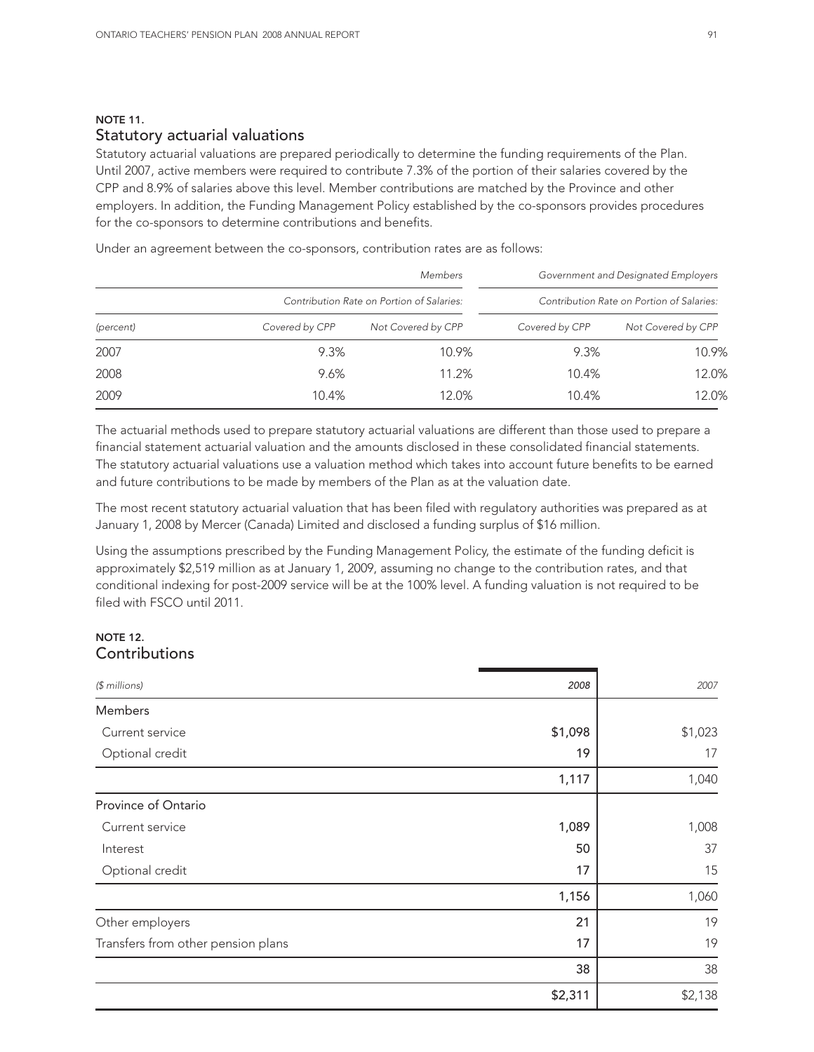## NOTE 11.
## Statutory actuarial valuations

Statutory actuarial valuations are prepared periodically to determine the funding requirements of the Plan. Until 2007, active members were required to contribute 7.3% of the portion of their salaries covered by the CPP and 8.9% of salaries above this level. Member contributions are matched by the Province and other employers. In addition, the Funding Management Policy established by the co-sponsors provides procedures for the co-sponsors to determine contributions and benefits.

Under an agreement between the co-sponsors, contribution rates are as follows:

| | *Members* | | *Government and Designated Employers* | |
|---|---|---|---|---|
| | *Contribution Rate on Portion of Salaries:* | | *Contribution Rate on Portion of Salaries:* | |
| *(percent)* | *Covered by CPP* | *Not Covered by CPP* | *Covered by CPP* | *Not Covered by CPP* |
| 2007 | 9.3% | 10.9% | 9.3% | 10.9% |
| 2008 | 9.6% | 11.2% | 10.4% | 12.0% |
| 2009 | 10.4% | 12.0% | 10.4% | 12.0% |

The actuarial methods used to prepare statutory actuarial valuations are different than those used to prepare a financial statement actuarial valuation and the amounts disclosed in these consolidated financial statements. The statutory actuarial valuations use a valuation method which takes into account future benefits to be earned and future contributions to be made by members of the Plan as at the valuation date.

The most recent statutory actuarial valuation that has been filed with regulatory authorities was prepared as at January 1, 2008 by Mercer (Canada) Limited and disclosed a funding surplus of $16 million.

Using the assumptions prescribed by the Funding Management Policy, the estimate of the funding deficit is approximately $2,519 million as at January 1, 2009, assuming no change to the contribution rates, and that conditional indexing for post-2009 service will be at the 100% level. A funding valuation is not required to be filed with FSCO until 2011.

## NOTE 12.
## Contributions

| *($ millions)* | *2008* | *2007* |
|---|---|---|
| Members | | |
| Current service | $1,098 | $1,023 |
| Optional credit | 19 | 17 |
| | 1,117 | 1,040 |
| Province of Ontario | | |
| Current service | 1,089 | 1,008 |
| Interest | 50 | 37 |
| Optional credit | 17 | 15 |
| | 1,156 | 1,060 |
| Other employers | 21 | 19 |
| Transfers from other pension plans | 17 | 19 |
| | 38 | 38 |
| | $2,311 | $2,138 |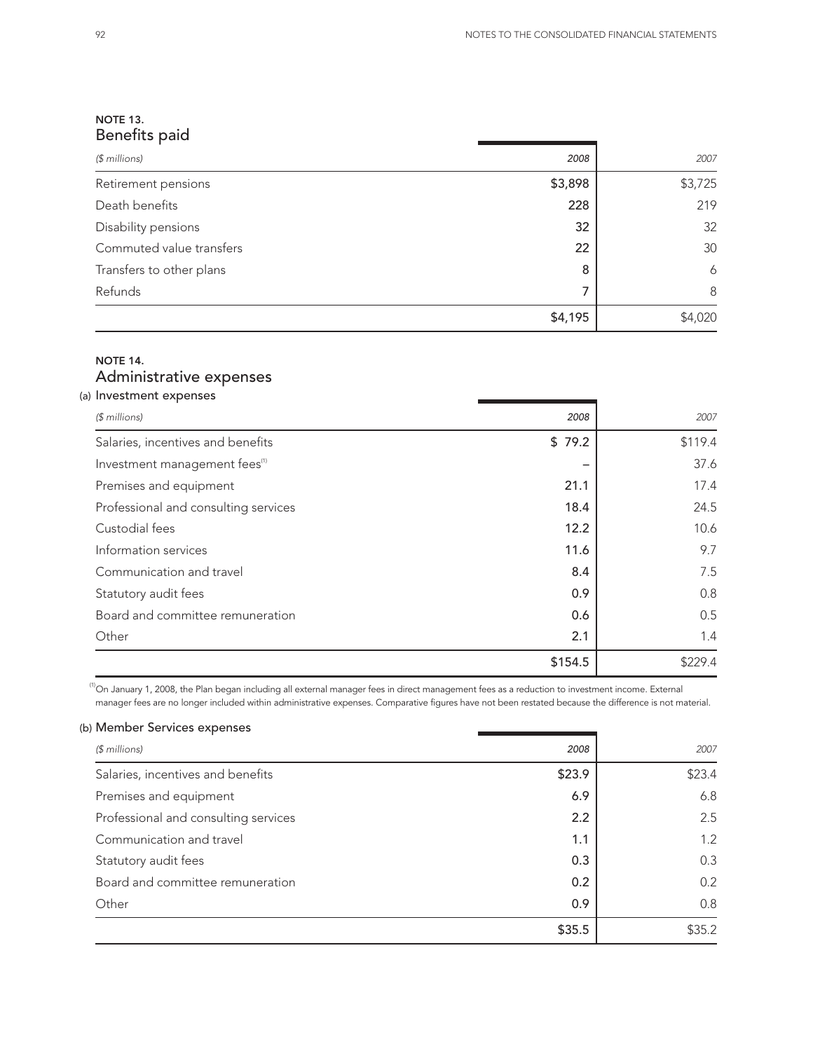## NOTE 13.
## Benefits paid

| ($ millions) | 2008 | 2007 |
|---|---|---|
| Retirement pensions | $3,898 | $3,725 |
| Death benefits | 228 | 219 |
| Disability pensions | 32 | 32 |
| Commuted value transfers | 22 | 30 |
| Transfers to other plans | 8 | 6 |
| Refunds | 7 | 8 |
| | $4,195 | $4,020 |

## NOTE 14.
## Administrative expenses

### (a) Investment expenses

| ($ millions) | 2008 | 2007 |
|---|---|---|
| Salaries, incentives and benefits | $ 79.2 | $119.4 |
| Investment management fees[1] | – | 37.6 |
| Premises and equipment | 21.1 | 17.4 |
| Professional and consulting services | 18.4 | 24.5 |
| Custodial fees | 12.2 | 10.6 |
| Information services | 11.6 | 9.7 |
| Communication and travel | 8.4 | 7.5 |
| Statutory audit fees | 0.9 | 0.8 |
| Board and committee remuneration | 0.6 | 0.5 |
| Other | 2.1 | 1.4 |
| | $154.5 | $229.4 |

[1] On January 1, 2008, the Plan began including all external manager fees in direct management fees as a reduction to investment income. External manager fees are no longer included within administrative expenses. Comparative figures have not been restated because the difference is not material.

### (b) Member Services expenses

| ($ millions) | 2008 | 2007 |
|---|---|---|
| Salaries, incentives and benefits | $23.9 | $23.4 |
| Premises and equipment | 6.9 | 6.8 |
| Professional and consulting services | 2.2 | 2.5 |
| Communication and travel | 1.1 | 1.2 |
| Statutory audit fees | 0.3 | 0.3 |
| Board and committee remuneration | 0.2 | 0.2 |
| Other | 0.9 | 0.8 |
| | $35.5 | $35.2 |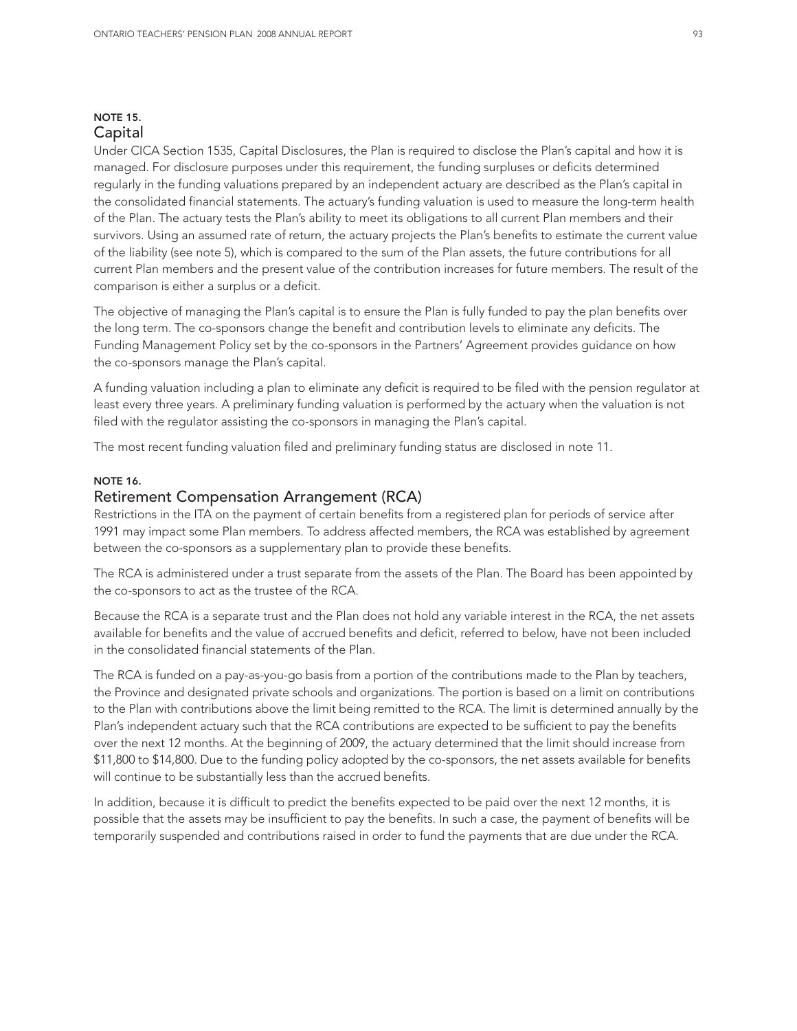## NOTE 15.
## Capital

Under CICA Section 1535, Capital Disclosures, the Plan is required to disclose the Plan's capital and how it is managed. For disclosure purposes under this requirement, the funding surpluses or deficits determined regularly in the funding valuations prepared by an independent actuary are described as the Plan's capital in the consolidated financial statements. The actuary's funding valuation is used to measure the long-term health of the Plan. The actuary tests the Plan's ability to meet its obligations to all current Plan members and their survivors. Using an assumed rate of return, the actuary projects the Plan's benefits to estimate the current value of the liability (see note 5), which is compared to the sum of the Plan assets, the future contributions for all current Plan members and the present value of the contribution increases for future members. The result of the comparison is either a surplus or a deficit.

The objective of managing the Plan's capital is to ensure the Plan is fully funded to pay the plan benefits over the long term. The co-sponsors change the benefit and contribution levels to eliminate any deficits. The Funding Management Policy set by the co-sponsors in the Partners' Agreement provides guidance on how the co-sponsors manage the Plan's capital.

A funding valuation including a plan to eliminate any deficit is required to be filed with the pension regulator at least every three years. A preliminary funding valuation is performed by the actuary when the valuation is not filed with the regulator assisting the co-sponsors in managing the Plan's capital.

The most recent funding valuation filed and preliminary funding status are disclosed in note 11.

## NOTE 16.
## Retirement Compensation Arrangement (RCA)

Restrictions in the ITA on the payment of certain benefits from a registered plan for periods of service after 1991 may impact some Plan members. To address affected members, the RCA was established by agreement between the co-sponsors as a supplementary plan to provide these benefits.

The RCA is administered under a trust separate from the assets of the Plan. The Board has been appointed by the co-sponsors to act as the trustee of the RCA.

Because the RCA is a separate trust and the Plan does not hold any variable interest in the RCA, the net assets available for benefits and the value of accrued benefits and deficit, referred to below, have not been included in the consolidated financial statements of the Plan.

The RCA is funded on a pay-as-you-go basis from a portion of the contributions made to the Plan by teachers, the Province and designated private schools and organizations. The portion is based on a limit on contributions to the Plan with contributions above the limit being remitted to the RCA. The limit is determined annually by the Plan's independent actuary such that the RCA contributions are expected to be sufficient to pay the benefits over the next 12 months. At the beginning of 2009, the actuary determined that the limit should increase from $11,800 to $14,800. Due to the funding policy adopted by the co-sponsors, the net assets available for benefits will continue to be substantially less than the accrued benefits.

In addition, because it is difficult to predict the benefits expected to be paid over the next 12 months, it is possible that the assets may be insufficient to pay the benefits. In such a case, the payment of benefits will be temporarily suspended and contributions raised in order to fund the payments that are due under the RCA.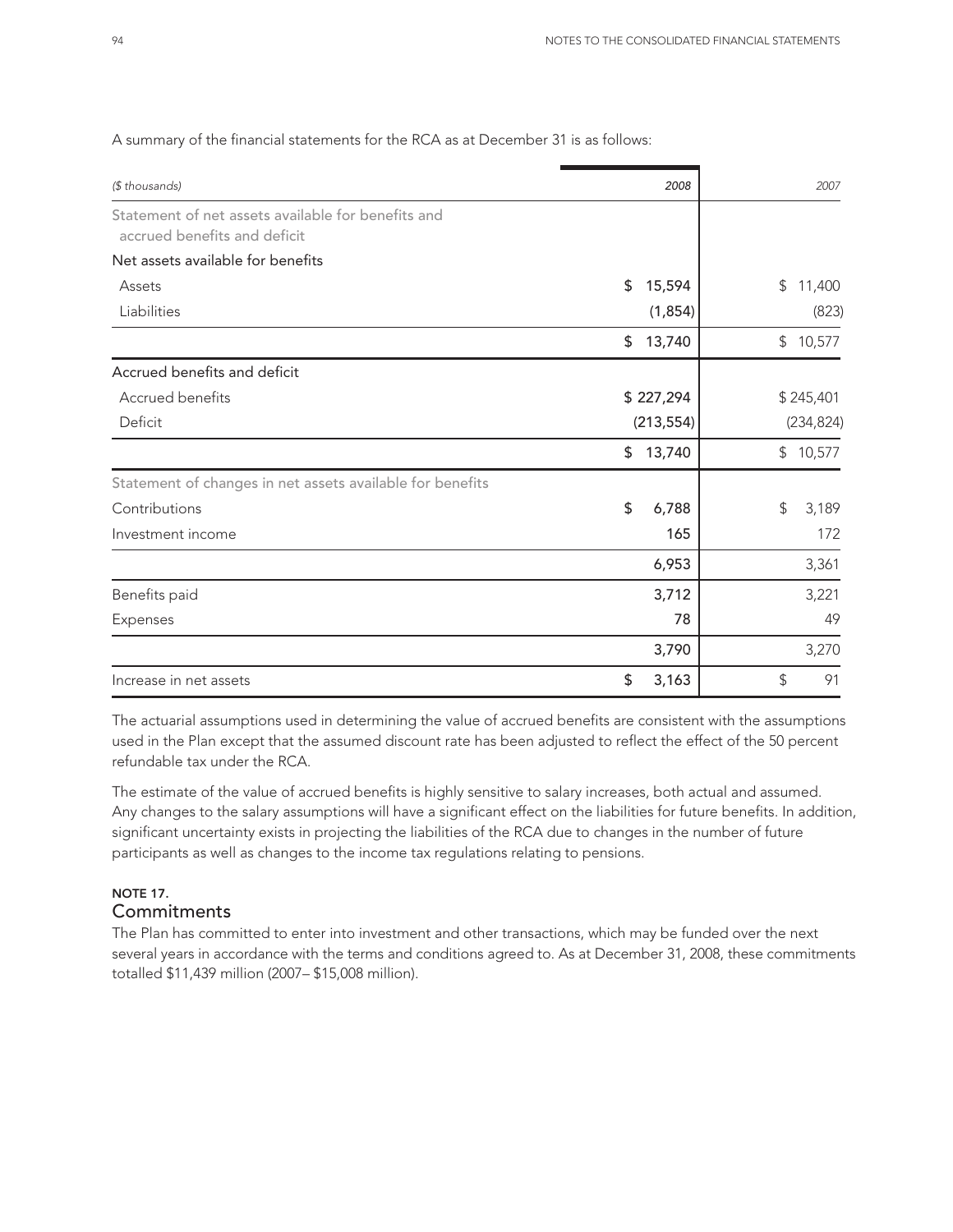A summary of the financial statements for the RCA as at December 31 is as follows:

| *($ thousands)* | *2008* | *2007* |
|---|---|---|
| Statement of net assets available for benefits and accrued benefits and deficit | | |
| Net assets available for benefits | | |
| Assets | $ 15,594 | $ 11,400 |
| Liabilities | (1,854) | (823) |
| | $ 13,740 | $ 10,577 |
| Accrued benefits and deficit | | |
| Accrued benefits | $ 227,294 | $ 245,401 |
| Deficit | (213,554) | (234,824) |
| | $ 13,740 | $ 10,577 |
| Statement of changes in net assets available for benefits | | |
| Contributions | $ 6,788 | $ 3,189 |
| Investment income | 165 | 172 |
| | 6,953 | 3,361 |
| Benefits paid | 3,712 | 3,221 |
| Expenses | 78 | 49 |
| | 3,790 | 3,270 |
| Increase in net assets | $ 3,163 | $ 91 |

The actuarial assumptions used in determining the value of accrued benefits are consistent with the assumptions used in the Plan except that the assumed discount rate has been adjusted to reflect the effect of the 50 percent refundable tax under the RCA.

The estimate of the value of accrued benefits is highly sensitive to salary increases, both actual and assumed. Any changes to the salary assumptions will have a significant effect on the liabilities for future benefits. In addition, significant uncertainty exists in projecting the liabilities of the RCA due to changes in the number of future participants as well as changes to the income tax regulations relating to pensions.

## NOTE 17.
## Commitments

The Plan has committed to enter into investment and other transactions, which may be funded over the next several years in accordance with the terms and conditions agreed to. As at December 31, 2008, these commitments totalled $11,439 million (2007– $15,008 million).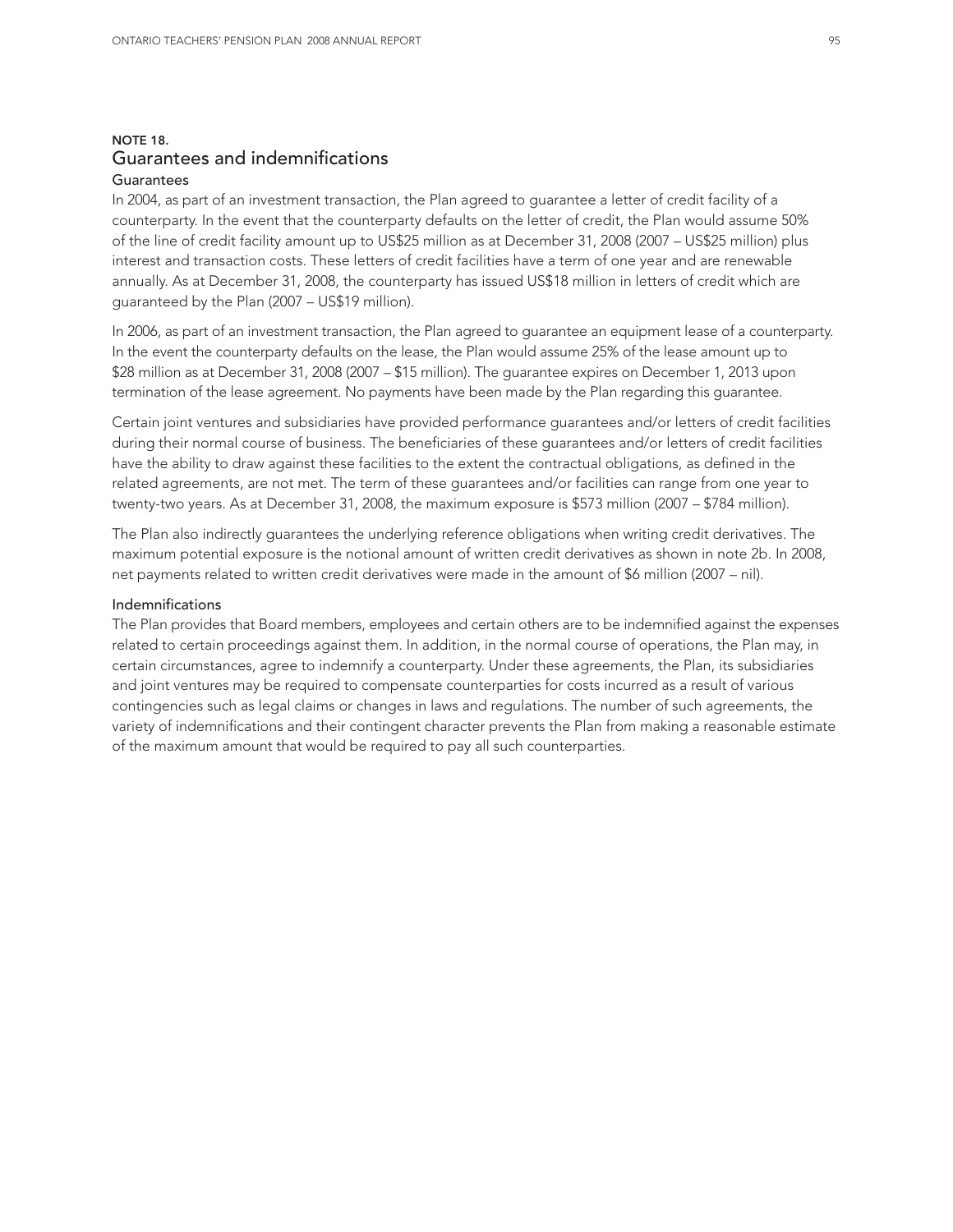## NOTE 18.

## Guarantees and indemnifications

### Guarantees

In 2004, as part of an investment transaction, the Plan agreed to guarantee a letter of credit facility of a counterparty. In the event that the counterparty defaults on the letter of credit, the Plan would assume 50% of the line of credit facility amount up to US$25 million as at December 31, 2008 (2007 – US$25 million) plus interest and transaction costs. These letters of credit facilities have a term of one year and are renewable annually. As at December 31, 2008, the counterparty has issued US$18 million in letters of credit which are guaranteed by the Plan (2007 – US$19 million).

In 2006, as part of an investment transaction, the Plan agreed to guarantee an equipment lease of a counterparty. In the event the counterparty defaults on the lease, the Plan would assume 25% of the lease amount up to $28 million as at December 31, 2008 (2007 – $15 million). The guarantee expires on December 1, 2013 upon termination of the lease agreement. No payments have been made by the Plan regarding this guarantee.

Certain joint ventures and subsidiaries have provided performance guarantees and/or letters of credit facilities during their normal course of business. The beneficiaries of these guarantees and/or letters of credit facilities have the ability to draw against these facilities to the extent the contractual obligations, as defined in the related agreements, are not met. The term of these guarantees and/or facilities can range from one year to twenty-two years. As at December 31, 2008, the maximum exposure is $573 million (2007 – $784 million).

The Plan also indirectly guarantees the underlying reference obligations when writing credit derivatives. The maximum potential exposure is the notional amount of written credit derivatives as shown in note 2b. In 2008, net payments related to written credit derivatives were made in the amount of $6 million (2007 – nil).

### Indemnifications

The Plan provides that Board members, employees and certain others are to be indemnified against the expenses related to certain proceedings against them. In addition, in the normal course of operations, the Plan may, in certain circumstances, agree to indemnify a counterparty. Under these agreements, the Plan, its subsidiaries and joint ventures may be required to compensate counterparties for costs incurred as a result of various contingencies such as legal claims or changes in laws and regulations. The number of such agreements, the variety of indemnifications and their contingent character prevents the Plan from making a reasonable estimate of the maximum amount that would be required to pay all such counterparties.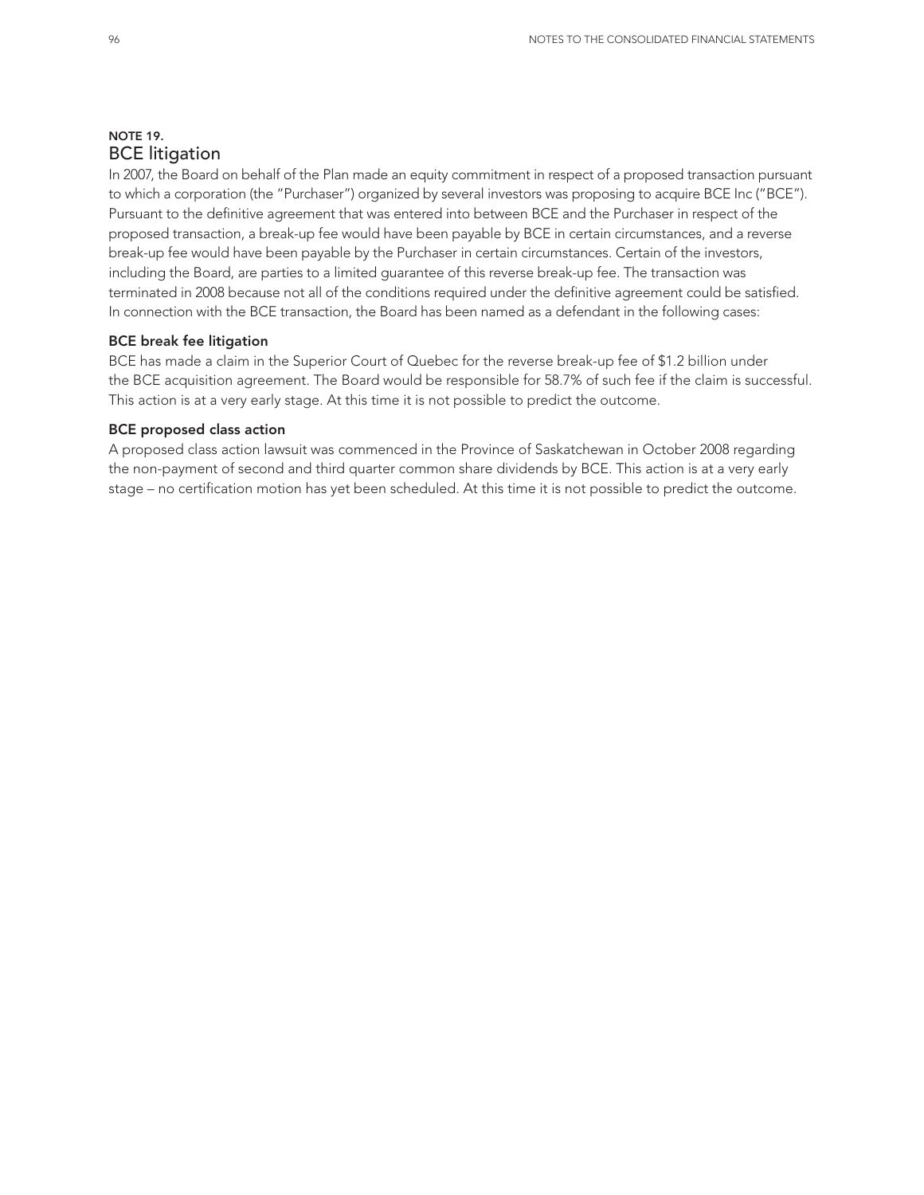## NOTE 19. BCE litigation

In 2007, the Board on behalf of the Plan made an equity commitment in respect of a proposed transaction pursuant to which a corporation (the "Purchaser") organized by several investors was proposing to acquire BCE Inc ("BCE"). Pursuant to the definitive agreement that was entered into between BCE and the Purchaser in respect of the proposed transaction, a break-up fee would have been payable by BCE in certain circumstances, and a reverse break-up fee would have been payable by the Purchaser in certain circumstances. Certain of the investors, including the Board, are parties to a limited guarantee of this reverse break-up fee. The transaction was terminated in 2008 because not all of the conditions required under the definitive agreement could be satisfied. In connection with the BCE transaction, the Board has been named as a defendant in the following cases:

### BCE break fee litigation

BCE has made a claim in the Superior Court of Quebec for the reverse break-up fee of $1.2 billion under the BCE acquisition agreement. The Board would be responsible for 58.7% of such fee if the claim is successful. This action is at a very early stage. At this time it is not possible to predict the outcome.

### BCE proposed class action

A proposed class action lawsuit was commenced in the Province of Saskatchewan in October 2008 regarding the non-payment of second and third quarter common share dividends by BCE. This action is at a very early stage – no certification motion has yet been scheduled. At this time it is not possible to predict the outcome.